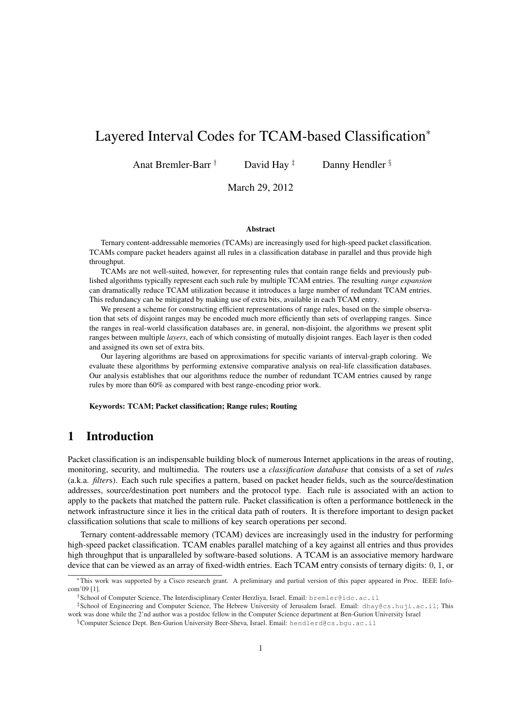# Layered Interval Codes for TCAM-based Classification*

Anat Bremler-Barr † David Hay ‡ Danny Hendler §

March 29, 2012

### Abstract

Ternary content-addressable memories (TCAMs) are increasingly used for high-speed packet classification. TCAMs compare packet headers against all rules in a classification database in parallel and thus provide high throughput.

TCAMs are not well-suited, however, for representing rules that contain range fields and previously published algorithms typically represent each such rule by multiple TCAM entries. The resulting *range expansion* can dramatically reduce TCAM utilization because it introduces a large number of redundant TCAM entries. This redundancy can be mitigated by making use of extra bits, available in each TCAM entry.

We present a scheme for constructing efficient representations of range rules, based on the simple observation that sets of disjoint ranges may be encoded much more efficiently than sets of overlapping ranges. Since the ranges in real-world classification databases are, in general, non-disjoint, the algorithms we present split ranges between multiple *layers*, each of which consisting of mutually disjoint ranges. Each layer is then coded and assigned its own set of extra bits.

Our layering algorithms are based on approximations for specific variants of interval-graph coloring. We evaluate these algorithms by performing extensive comparative analysis on real-life classification databases. Our analysis establishes that our algorithms reduce the number of redundant TCAM entries caused by range rules by more than 60% as compared with best range-encoding prior work.

**Keywords: TCAM; Packet classification; Range rules; Routing**

## 1 Introduction

Packet classification is an indispensable building block of numerous Internet applications in the areas of routing, monitoring, security, and multimedia. The routers use a *classification database* that consists of a set of *rule*s (a.k.a. *filter*s). Each such rule specifies a pattern, based on packet header fields, such as the source/destination addresses, source/destination port numbers and the protocol type. Each rule is associated with an action to apply to the packets that matched the pattern rule. Packet classification is often a performance bottleneck in the network infrastructure since it lies in the critical data path of routers. It is therefore important to design packet classification solutions that scale to millions of key search operations per second.

Ternary content-addressable memory (TCAM) devices are increasingly used in the industry for performing high-speed packet classification. TCAM enables parallel matching of a key against all entries and thus provides high throughput that is unparalleled by software-based solutions. A TCAM is an associative memory hardware device that can be viewed as an array of fixed-width entries. Each TCAM entry consists of ternary digits: 0, 1, or

---

*This work was supported by a Cisco research grant. A preliminary and partial version of this paper appeared in Proc. IEEE Infocom'09 [1].

†School of Computer Science, The Interdisciplinary Center Herzliya, Israel. Email: bremler@idc.ac.il

‡School of Engineering and Computer Science, The Hebrew University of Jerusalem Israel. Email: dhay@cs.huji.ac.il; This work was done while the 2'nd author was a postdoc fellow in the Computer Science department at Ben-Gurion University Israel

§Computer Science Dept. Ben-Gurion University Beer-Sheva, Israel. Email: hendlerd@cs.bgu.ac.il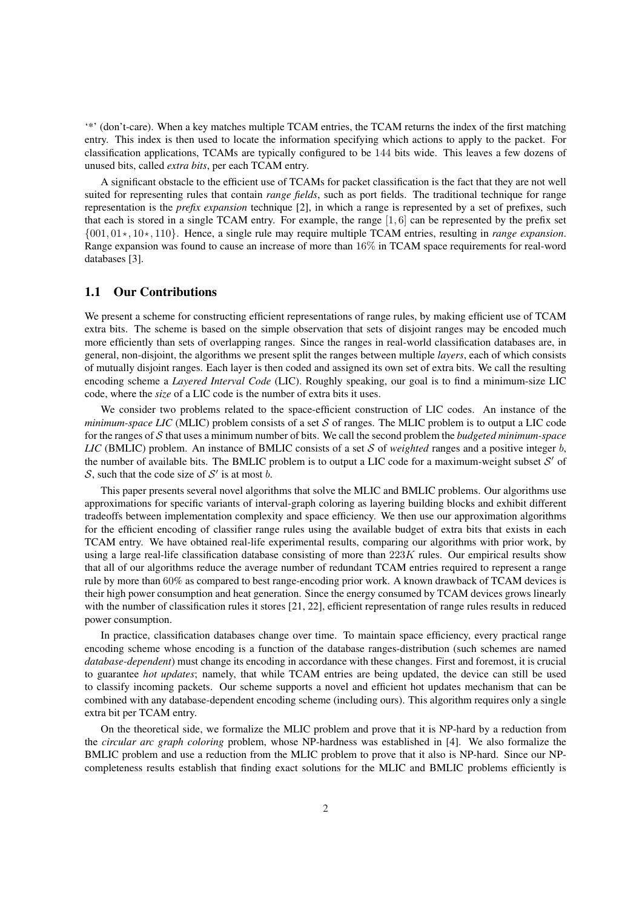'*' (don't-care). When a key matches multiple TCAM entries, the TCAM returns the index of the first matching entry. This index is then used to locate the information specifying which actions to apply to the packet. For classification applications, TCAMs are typically configured to be $144$ bits wide. This leaves a few dozens of unused bits, called *extra bits*, per each TCAM entry.

A significant obstacle to the efficient use of TCAMs for packet classification is the fact that they are not well suited for representing rules that contain *range fields*, such as port fields. The traditional technique for range representation is the *prefix expansion* technique [2], in which a range is represented by a set of prefixes, such that each is stored in a single TCAM entry. For example, the range $[1, 6]$ can be represented by the prefix set $\{001, 01\star, 10\star, 110\}$. Hence, a single rule may require multiple TCAM entries, resulting in *range expansion*. Range expansion was found to cause an increase of more than $16\%$ in TCAM space requirements for real-word databases [3].

## 1.1 Our Contributions

We present a scheme for constructing efficient representations of range rules, by making efficient use of TCAM extra bits. The scheme is based on the simple observation that sets of disjoint ranges may be encoded much more efficiently than sets of overlapping ranges. Since the ranges in real-world classification databases are, in general, non-disjoint, the algorithms we present split the ranges between multiple *layers*, each of which consists of mutually disjoint ranges. Each layer is then coded and assigned its own set of extra bits. We call the resulting encoding scheme a *Layered Interval Code* (LIC). Roughly speaking, our goal is to find a minimum-size LIC code, where the *size* of a LIC code is the number of extra bits it uses.

We consider two problems related to the space-efficient construction of LIC codes. An instance of the *minimum-space LIC* (MLIC) problem consists of a set $\mathcal{S}$ of ranges. The MLIC problem is to output a LIC code for the ranges of $\mathcal{S}$ that uses a minimum number of bits. We call the second problem the *budgeted minimum-space LIC* (BMLIC) problem. An instance of BMLIC consists of a set $\mathcal{S}$ of *weighted* ranges and a positive integer $b$, the number of available bits. The BMLIC problem is to output a LIC code for a maximum-weight subset $\mathcal{S}'$ of $\mathcal{S}$, such that the code size of $\mathcal{S}'$ is at most $b$.

This paper presents several novel algorithms that solve the MLIC and BMLIC problems. Our algorithms use approximations for specific variants of interval-graph coloring as layering building blocks and exhibit different tradeoffs between implementation complexity and space efficiency. We then use our approximation algorithms for the efficient encoding of classifier range rules using the available budget of extra bits that exists in each TCAM entry. We have obtained real-life experimental results, comparing our algorithms with prior work, by using a large real-life classification database consisting of more than $223K$ rules. Our empirical results show that all of our algorithms reduce the average number of redundant TCAM entries required to represent a range rule by more than $60\%$ as compared to best range-encoding prior work. A known drawback of TCAM devices is their high power consumption and heat generation. Since the energy consumed by TCAM devices grows linearly with the number of classification rules it stores [21, 22], efficient representation of range rules results in reduced power consumption.

In practice, classification databases change over time. To maintain space efficiency, every practical range encoding scheme whose encoding is a function of the database ranges-distribution (such schemes are named *database-dependent*) must change its encoding in accordance with these changes. First and foremost, it is crucial to guarantee *hot updates*; namely, that while TCAM entries are being updated, the device can still be used to classify incoming packets. Our scheme supports a novel and efficient hot updates mechanism that can be combined with any database-dependent encoding scheme (including ours). This algorithm requires only a single extra bit per TCAM entry.

On the theoretical side, we formalize the MLIC problem and prove that it is NP-hard by a reduction from the *circular arc graph coloring* problem, whose NP-hardness was established in [4]. We also formalize the BMLIC problem and use a reduction from the MLIC problem to prove that it also is NP-hard. Since our NP-completeness results establish that finding exact solutions for the MLIC and BMLIC problems efficiently is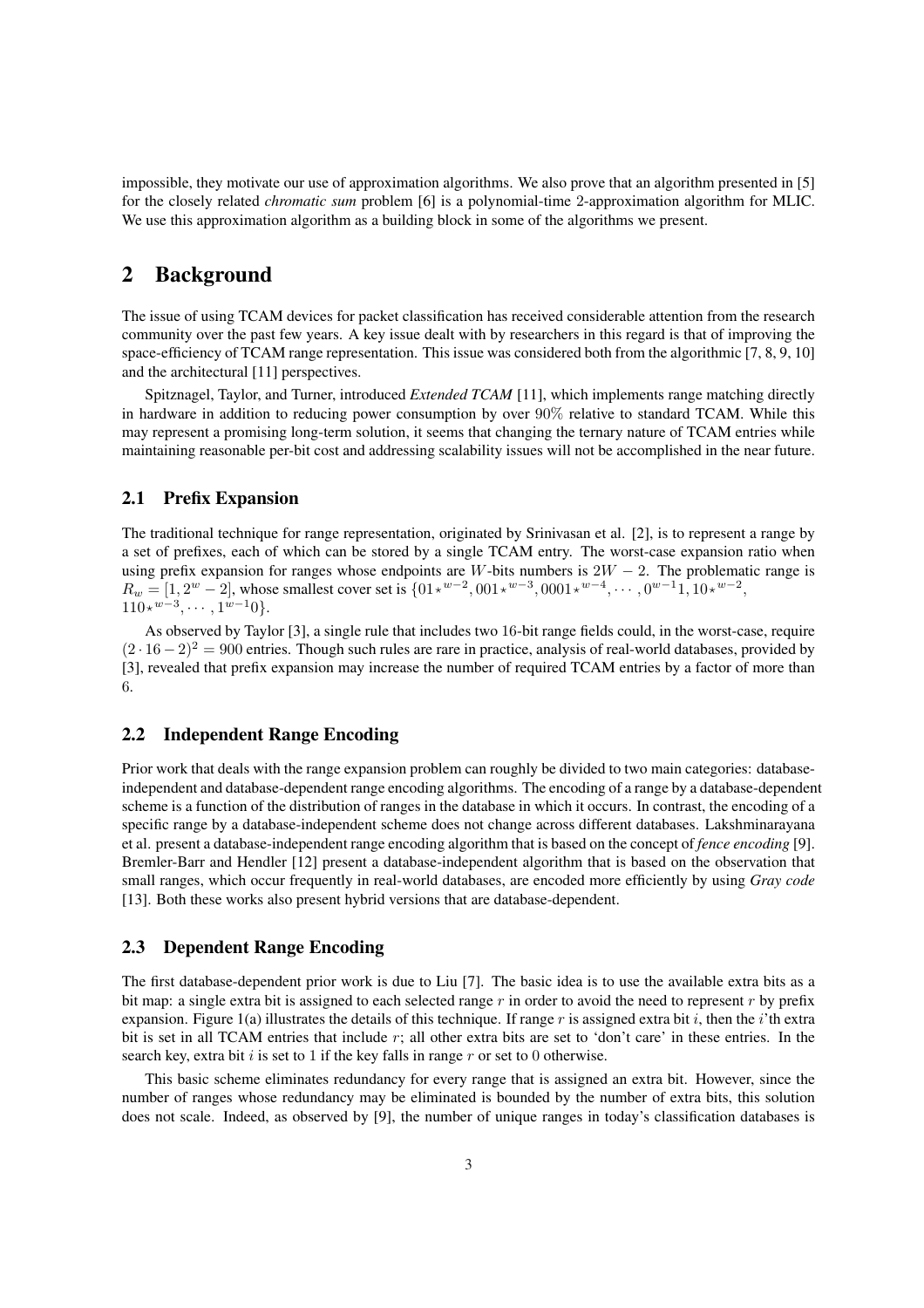impossible, they motivate our use of approximation algorithms. We also prove that an algorithm presented in [5] for the closely related *chromatic sum* problem [6] is a polynomial-time 2-approximation algorithm for MLIC. We use this approximation algorithm as a building block in some of the algorithms we present.

## 2 Background

The issue of using TCAM devices for packet classification has received considerable attention from the research community over the past few years. A key issue dealt with by researchers in this regard is that of improving the space-efficiency of TCAM range representation. This issue was considered both from the algorithmic [7, 8, 9, 10] and the architectural [11] perspectives.

Spitznagel, Taylor, and Turner, introduced *Extended TCAM* [11], which implements range matching directly in hardware in addition to reducing power consumption by over $90\%$ relative to standard TCAM. While this may represent a promising long-term solution, it seems that changing the ternary nature of TCAM entries while maintaining reasonable per-bit cost and addressing scalability issues will not be accomplished in the near future.

### 2.1 Prefix Expansion

The traditional technique for range representation, originated by Srinivasan et al. [2], is to represent a range by a set of prefixes, each of which can be stored by a single TCAM entry. The worst-case expansion ratio when using prefix expansion for ranges whose endpoints are $W$-bits numbers is $2W-2$. The problematic range is $R_w = [1, 2^w - 2]$, whose smallest cover set is $\{01\star^{w-2}, 001\star^{w-3}, 0001\star^{w-4}, \cdots, 0^{w-1}1, 10\star^{w-2}, 110\star^{w-3}, \cdots, 1^{w-1}0\}$.

As observed by Taylor [3], a single rule that includes two $16$-bit range fields could, in the worst-case, require $(2 \cdot 16 - 2)^2 = 900$ entries. Though such rules are rare in practice, analysis of real-world databases, provided by [3], revealed that prefix expansion may increase the number of required TCAM entries by a factor of more than $6$.

### 2.2 Independent Range Encoding

Prior work that deals with the range expansion problem can roughly be divided to two main categories: database-independent and database-dependent range encoding algorithms. The encoding of a range by a database-dependent scheme is a function of the distribution of ranges in the database in which it occurs. In contrast, the encoding of a specific range by a database-independent scheme does not change across different databases. Lakshminarayana et al. present a database-independent range encoding algorithm that is based on the concept of *fence encoding* [9]. Bremler-Barr and Hendler [12] present a database-independent algorithm that is based on the observation that small ranges, which occur frequently in real-world databases, are encoded more efficiently by using *Gray code* [13]. Both these works also present hybrid versions that are database-dependent.

### 2.3 Dependent Range Encoding

The first database-dependent prior work is due to Liu [7]. The basic idea is to use the available extra bits as a bit map: a single extra bit is assigned to each selected range $r$ in order to avoid the need to represent $r$ by prefix expansion. Figure 1(a) illustrates the details of this technique. If range $r$ is assigned extra bit $i$, then the $i$'th extra bit is set in all TCAM entries that include $r$; all other extra bits are set to 'don't care' in these entries. In the search key, extra bit $i$ is set to $1$ if the key falls in range $r$ or set to $0$ otherwise.

This basic scheme eliminates redundancy for every range that is assigned an extra bit. However, since the number of ranges whose redundancy may be eliminated is bounded by the number of extra bits, this solution does not scale. Indeed, as observed by [9], the number of unique ranges in today's classification databases is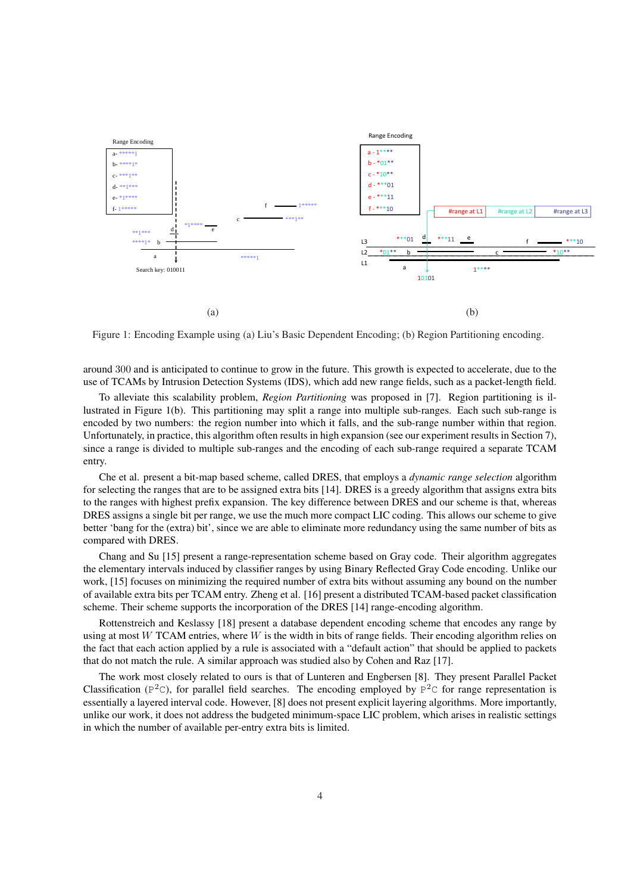Figure 1: Encoding Example using (a) Liu's Basic Dependent Encoding; (b) Region Partitioning encoding.

around 300 and is anticipated to continue to grow in the future. This growth is expected to accelerate, due to the use of TCAMs by Intrusion Detection Systems (IDS), which add new range fields, such as a packet-length field.

To alleviate this scalability problem, *Region Partitioning* was proposed in [7]. Region partitioning is illustrated in Figure 1(b). This partitioning may split a range into multiple sub-ranges. Each such sub-range is encoded by two numbers: the region number into which it falls, and the sub-range number within that region. Unfortunately, in practice, this algorithm often results in high expansion (see our experiment results in Section 7), since a range is divided to multiple sub-ranges and the encoding of each sub-range required a separate TCAM entry.

Che et al. present a bit-map based scheme, called DRES, that employs a *dynamic range selection* algorithm for selecting the ranges that are to be assigned extra bits [14]. DRES is a greedy algorithm that assigns extra bits to the ranges with highest prefix expansion. The key difference between DRES and our scheme is that, whereas DRES assigns a single bit per range, we use the much more compact LIC coding. This allows our scheme to give better 'bang for the (extra) bit', since we are able to eliminate more redundancy using the same number of bits as compared with DRES.

Chang and Su [15] present a range-representation scheme based on Gray code. Their algorithm aggregates the elementary intervals induced by classifier ranges by using Binary Reflected Gray Code encoding. Unlike our work, [15] focuses on minimizing the required number of extra bits without assuming any bound on the number of available extra bits per TCAM entry. Zheng et al. [16] present a distributed TCAM-based packet classification scheme. Their scheme supports the incorporation of the DRES [14] range-encoding algorithm.

Rottenstreich and Keslassy [18] present a database dependent encoding scheme that encodes any range by using at most $W$ TCAM entries, where $W$ is the width in bits of range fields. Their encoding algorithm relies on the fact that each action applied by a rule is associated with a "default action" that should be applied to packets that do not match the rule. A similar approach was studied also by Cohen and Raz [17].

The work most closely related to ours is that of Lunteren and Engbersen [8]. They present Parallel Packet Classification ($\mathtt{P}^2\mathtt{C}$), for parallel field searches. The encoding employed by $\mathtt{P}^2\mathtt{C}$ for range representation is essentially a layered interval code. However, [8] does not present explicit layering algorithms. More importantly, unlike our work, it does not address the budgeted minimum-space LIC problem, which arises in realistic settings in which the number of available per-entry extra bits is limited.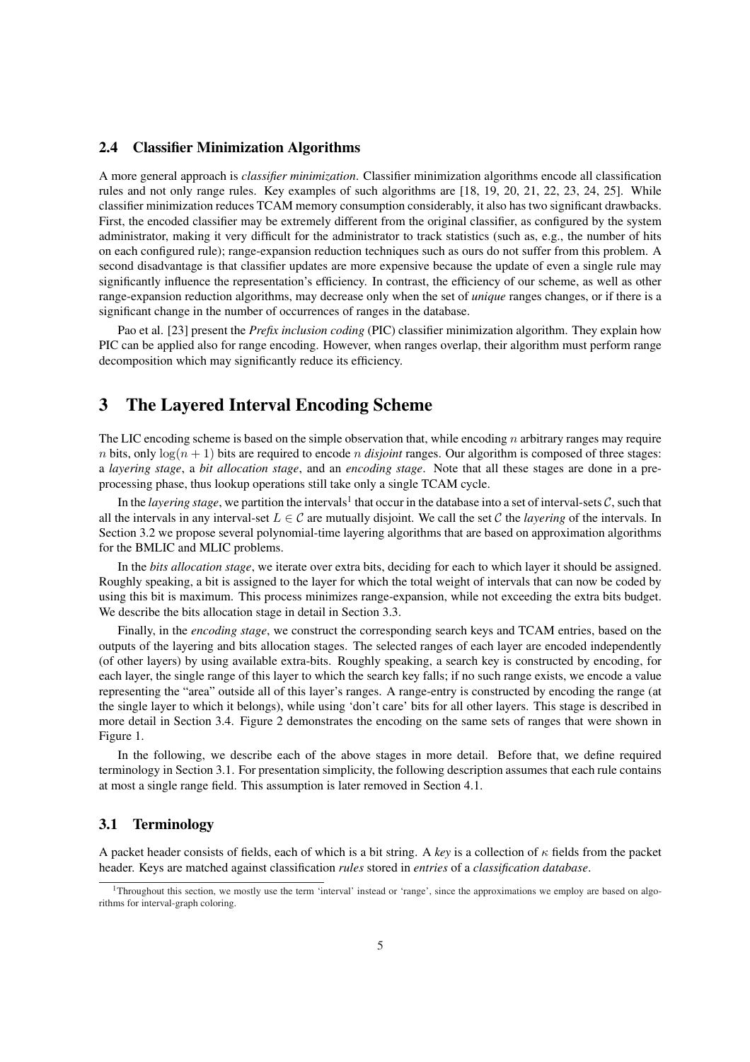### 2.4 Classifier Minimization Algorithms

A more general approach is *classifier minimization*. Classifier minimization algorithms encode all classification rules and not only range rules. Key examples of such algorithms are [18, 19, 20, 21, 22, 23, 24, 25]. While classifier minimization reduces TCAM memory consumption considerably, it also has two significant drawbacks. First, the encoded classifier may be extremely different from the original classifier, as configured by the system administrator, making it very difficult for the administrator to track statistics (such as, e.g., the number of hits on each configured rule); range-expansion reduction techniques such as ours do not suffer from this problem. A second disadvantage is that classifier updates are more expensive because the update of even a single rule may significantly influence the representation's efficiency. In contrast, the efficiency of our scheme, as well as other range-expansion reduction algorithms, may decrease only when the set of *unique* ranges changes, or if there is a significant change in the number of occurrences of ranges in the database.

Pao et al. [23] present the *Prefix inclusion coding* (PIC) classifier minimization algorithm. They explain how PIC can be applied also for range encoding. However, when ranges overlap, their algorithm must perform range decomposition which may significantly reduce its efficiency.

## 3 The Layered Interval Encoding Scheme

The LIC encoding scheme is based on the simple observation that, while encoding $n$ arbitrary ranges may require $n$ bits, only $\log(n+1)$ bits are required to encode $n$ *disjoint* ranges. Our algorithm is composed of three stages: a *layering stage*, a *bit allocation stage*, and an *encoding stage*. Note that all these stages are done in a pre-processing phase, thus lookup operations still take only a single TCAM cycle.

In the *layering stage*, we partition the intervals[1] that occur in the database into a set of interval-sets $\mathcal{C}$, such that all the intervals in any interval-set $L \in \mathcal{C}$ are mutually disjoint. We call the set $\mathcal{C}$ the *layering* of the intervals. In Section 3.2 we propose several polynomial-time layering algorithms that are based on approximation algorithms for the BMLIC and MLIC problems.

In the *bits allocation stage*, we iterate over extra bits, deciding for each to which layer it should be assigned. Roughly speaking, a bit is assigned to the layer for which the total weight of intervals that can now be coded by using this bit is maximum. This process minimizes range-expansion, while not exceeding the extra bits budget. We describe the bits allocation stage in detail in Section 3.3.

Finally, in the *encoding stage*, we construct the corresponding search keys and TCAM entries, based on the outputs of the layering and bits allocation stages. The selected ranges of each layer are encoded independently (of other layers) by using available extra-bits. Roughly speaking, a search key is constructed by encoding, for each layer, the single range of this layer to which the search key falls; if no such range exists, we encode a value representing the "area" outside all of this layer's ranges. A range-entry is constructed by encoding the range (at the single layer to which it belongs), while using 'don't care' bits for all other layers. This stage is described in more detail in Section 3.4. Figure 2 demonstrates the encoding on the same sets of ranges that were shown in Figure 1.

In the following, we describe each of the above stages in more detail. Before that, we define required terminology in Section 3.1. For presentation simplicity, the following description assumes that each rule contains at most a single range field. This assumption is later removed in Section 4.1.

### 3.1 Terminology

A packet header consists of fields, each of which is a bit string. A *key* is a collection of $\kappa$ fields from the packet header. Keys are matched against classification *rules* stored in *entries* of a *classification database*.

[1] Throughout this section, we mostly use the term 'interval' instead or 'range', since the approximations we employ are based on algorithms for interval-graph coloring.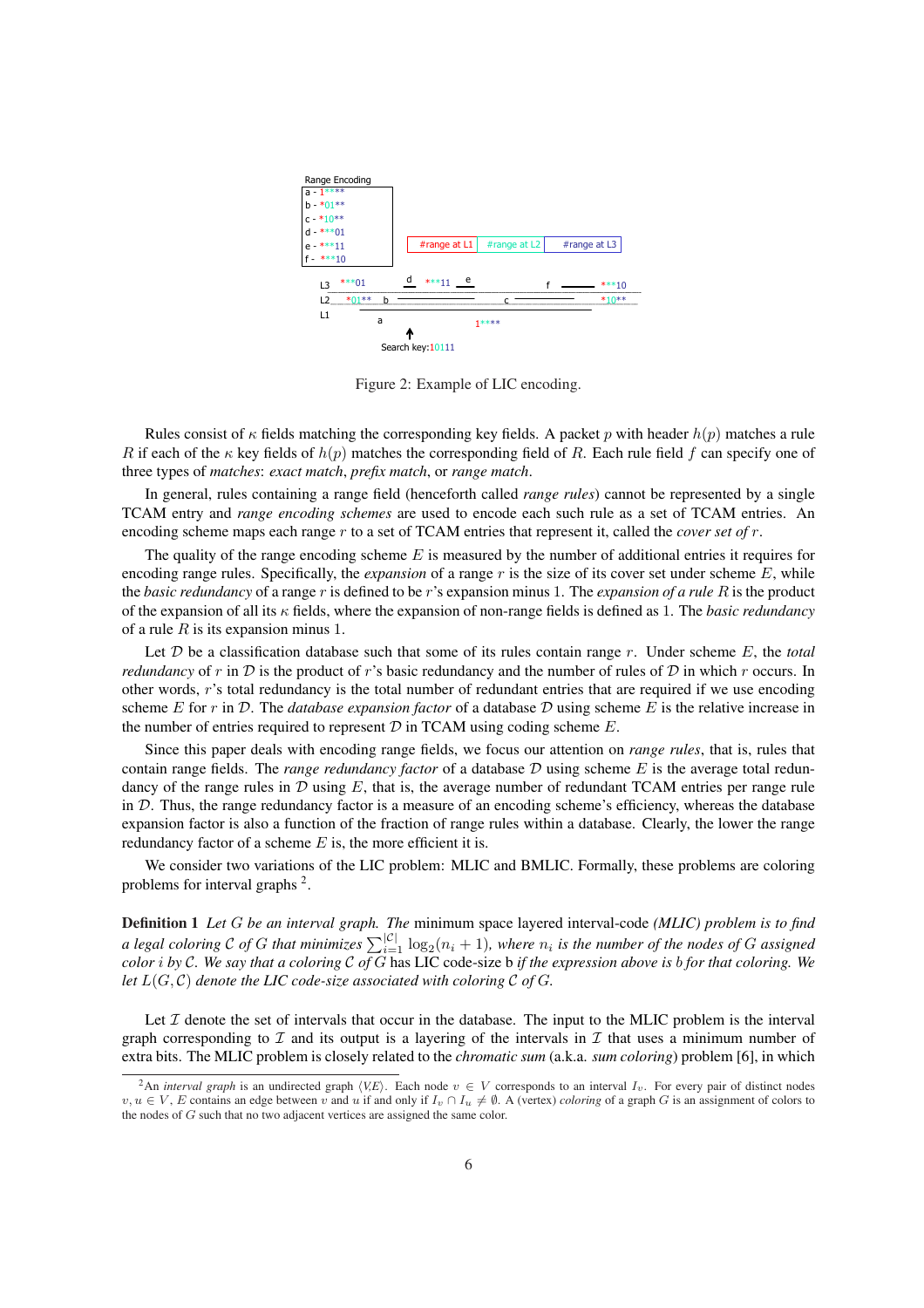Range Encoding
a - 1****
b - *01**
c - *10**
d - ***01
e - ***11
f - ***10

#range at L1 | #range at L2 | #range at L3

L3 ***01 d ***11 e f ***10
L2 *01** b c *10**
L1 a 1****

Search key:10111

Figure 2: Example of LIC encoding.

Rules consist of $\kappa$ fields matching the corresponding key fields. A packet $p$ with header $h(p)$ matches a rule $R$ if each of the $\kappa$ key fields of $h(p)$ matches the corresponding field of $R$. Each rule field $f$ can specify one of three types of *matches*: *exact match*, *prefix match*, or *range match*.

In general, rules containing a range field (henceforth called *range rules*) cannot be represented by a single TCAM entry and *range encoding schemes* are used to encode each such rule as a set of TCAM entries. An encoding scheme maps each range $r$ to a set of TCAM entries that represent it, called the *cover set of* $r$.

The quality of the range encoding scheme $E$ is measured by the number of additional entries it requires for encoding range rules. Specifically, the *expansion* of a range $r$ is the size of its cover set under scheme $E$, while the *basic redundancy* of a range $r$ is defined to be $r$'s expansion minus 1. The *expansion of a rule* $R$ is the product of the expansion of all its $\kappa$ fields, where the expansion of non-range fields is defined as 1. The *basic redundancy* of a rule $R$ is its expansion minus 1.

Let $\mathcal{D}$ be a classification database such that some of its rules contain range $r$. Under scheme $E$, the *total redundancy* of $r$ in $\mathcal{D}$ is the product of $r$'s basic redundancy and the number of rules of $\mathcal{D}$ in which $r$ occurs. In other words, $r$'s total redundancy is the total number of redundant entries that are required if we use encoding scheme $E$ for $r$ in $\mathcal{D}$. The *database expansion factor* of a database $\mathcal{D}$ using scheme $E$ is the relative increase in the number of entries required to represent $\mathcal{D}$ in TCAM using coding scheme $E$.

Since this paper deals with encoding range fields, we focus our attention on *range rules*, that is, rules that contain range fields. The *range redundancy factor* of a database $\mathcal{D}$ using scheme $E$ is the average total redundancy of the range rules in $\mathcal{D}$ using $E$, that is, the average number of redundant TCAM entries per range rule in $\mathcal{D}$. Thus, the range redundancy factor is a measure of an encoding scheme's efficiency, whereas the database expansion factor is also a function of the fraction of range rules within a database. Clearly, the lower the range redundancy factor of a scheme $E$ is, the more efficient it is.

We consider two variations of the LIC problem: MLIC and BMLIC. Formally, these problems are coloring problems for interval graphs [2].

**Definition 1** *Let $G$ be an interval graph. The* minimum space layered interval-code *(MLIC) problem is to find a legal coloring $\mathcal{C}$ of $G$ that minimizes $\sum_{i=1}^{|\mathcal{C}|} \log_2(n_i + 1)$, where $n_i$ is the number of the nodes of $G$ assigned color $i$ by $\mathcal{C}$. We say that a coloring $\mathcal{C}$ of $G$* has LIC code-size b *if the expression above is $b$ for that coloring. We let $L(G, \mathcal{C})$ denote the LIC code-size associated with coloring $\mathcal{C}$ of $G$.*

Let $\mathcal{I}$ denote the set of intervals that occur in the database. The input to the MLIC problem is the interval graph corresponding to $\mathcal{I}$ and its output is a layering of the intervals in $\mathcal{I}$ that uses a minimum number of extra bits. The MLIC problem is closely related to the *chromatic sum* (a.k.a. *sum coloring*) problem [6], in which

[2] An *interval graph* is an undirected graph $\langle V,E \rangle$. Each node $v \in V$ corresponds to an interval $I_v$. For every pair of distinct nodes $v, u \in V$, $E$ contains an edge between $v$ and $u$ if and only if $I_v \cap I_u \neq \emptyset$. A (vertex) *coloring* of a graph $G$ is an assignment of colors to the nodes of $G$ such that no two adjacent vertices are assigned the same color.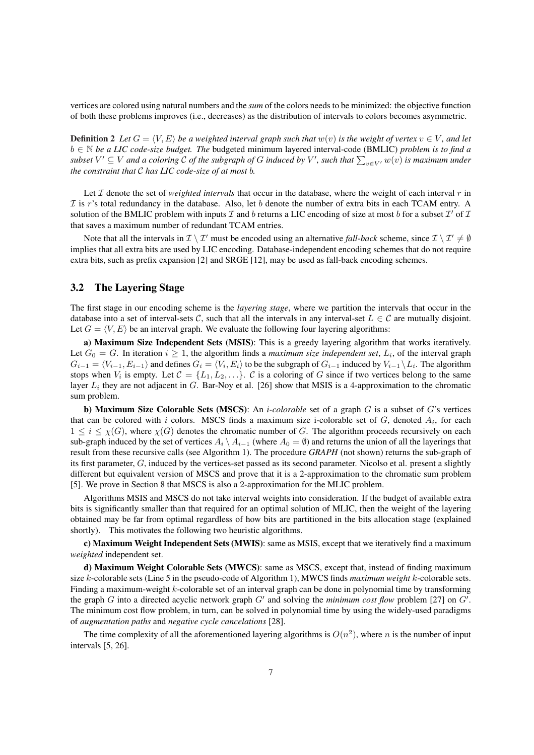vertices are colored using natural numbers and the *sum* of the colors needs to be minimized: the objective function of both these problems improves (i.e., decreases) as the distribution of intervals to colors becomes asymmetric.

**Definition 2** *Let $G = \langle V, E \rangle$ be a weighted interval graph such that $w(v)$ is the weight of vertex $v \in V$, and let $b \in \mathbb{N}$ be a LIC code-size budget. The* budgeted minimum layered interval-code (BMLIC) *problem is to find a subset $V' \subseteq V$ and a coloring $\mathcal{C}$ of the subgraph of $G$ induced by $V'$, such that $\sum_{v \in V'} w(v)$ is maximum under the constraint that $\mathcal{C}$ has LIC code-size of at most $b$.*

Let $\mathcal{I}$ denote the set of *weighted intervals* that occur in the database, where the weight of each interval $r$ in $\mathcal{I}$ is $r$'s total redundancy in the database. Also, let $b$ denote the number of extra bits in each TCAM entry. A solution of the BMLIC problem with inputs $\mathcal{I}$ and $b$ returns a LIC encoding of size at most $b$ for a subset $\mathcal{I}'$ of $\mathcal{I}$ that saves a maximum number of redundant TCAM entries.

Note that all the intervals in $\mathcal{I} \setminus \mathcal{I}'$ must be encoded using an alternative *fall-back* scheme, since $\mathcal{I} \setminus \mathcal{I}' \neq \emptyset$ implies that all extra bits are used by LIC encoding. Database-independent encoding schemes that do not require extra bits, such as prefix expansion [2] and SRGE [12], may be used as fall-back encoding schemes.

## 3.2 The Layering Stage

The first stage in our encoding scheme is the *layering stage*, where we partition the intervals that occur in the database into a set of interval-sets $\mathcal{C}$, such that all the intervals in any interval-set $L \in \mathcal{C}$ are mutually disjoint. Let $G = \langle V, E \rangle$ be an interval graph. We evaluate the following four layering algorithms:

**a) Maximum Size Independent Sets (MSIS)**: This is a greedy layering algorithm that works iteratively. Let $G_0 = G$. In iteration $i \geq 1$, the algorithm finds a *maximum size independent set*, $L_i$, of the interval graph $G_{i-1} = \langle V_{i-1}, E_{i-1} \rangle$ and defines $G_i = \langle V_i, E_i \rangle$ to be the subgraph of $G_{i-1}$ induced by $V_{i-1} \setminus L_i$. The algorithm stops when $V_i$ is empty. Let $\mathcal{C} = \{L_1, L_2, \ldots\}$. $\mathcal{C}$ is a coloring of $G$ since if two vertices belong to the same layer $L_i$ they are not adjacent in $G$. Bar-Noy et al. [26] show that MSIS is a 4-approximation to the chromatic sum problem.

**b) Maximum Size Colorable Sets (MSCS)**: An *i-colorable* set of a graph $G$ is a subset of $G$'s vertices that can be colored with $i$ colors. MSCS finds a maximum size i-colorable set of $G$, denoted $A_i$, for each $1 \leq i \leq \chi(G)$, where $\chi(G)$ denotes the chromatic number of $G$. The algorithm proceeds recursively on each sub-graph induced by the set of vertices $A_i \setminus A_{i-1}$ (where $A_0 = \emptyset$) and returns the union of all the layerings that result from these recursive calls (see Algorithm 1). The procedure *GRAPH* (not shown) returns the sub-graph of its first parameter, $G$, induced by the vertices-set passed as its second parameter. Nicolso et al. present a slightly different but equivalent version of MSCS and prove that it is a 2-approximation to the chromatic sum problem [5]. We prove in Section 8 that MSCS is also a 2-approximation for the MLIC problem.

Algorithms MSIS and MSCS do not take interval weights into consideration. If the budget of available extra bits is significantly smaller than that required for an optimal solution of MLIC, then the weight of the layering obtained may be far from optimal regardless of how bits are partitioned in the bits allocation stage (explained shortly). This motivates the following two heuristic algorithms.

**c) Maximum Weight Independent Sets (MWIS)**: same as MSIS, except that we iteratively find a maximum *weighted* independent set.

**d) Maximum Weight Colorable Sets (MWCS)**: same as MSCS, except that, instead of finding maximum size $k$-colorable sets (Line 5 in the pseudo-code of Algorithm 1), MWCS finds *maximum weight* $k$-colorable sets. Finding a maximum-weight $k$-colorable set of an interval graph can be done in polynomial time by transforming the graph $G$ into a directed acyclic network graph $G'$ and solving the *minimum cost flow* problem [27] on $G'$. The minimum cost flow problem, in turn, can be solved in polynomial time by using the widely-used paradigms of *augmentation paths* and *negative cycle cancelations* [28].

The time complexity of all the aforementioned layering algorithms is $O(n^2)$, where $n$ is the number of input intervals [5, 26].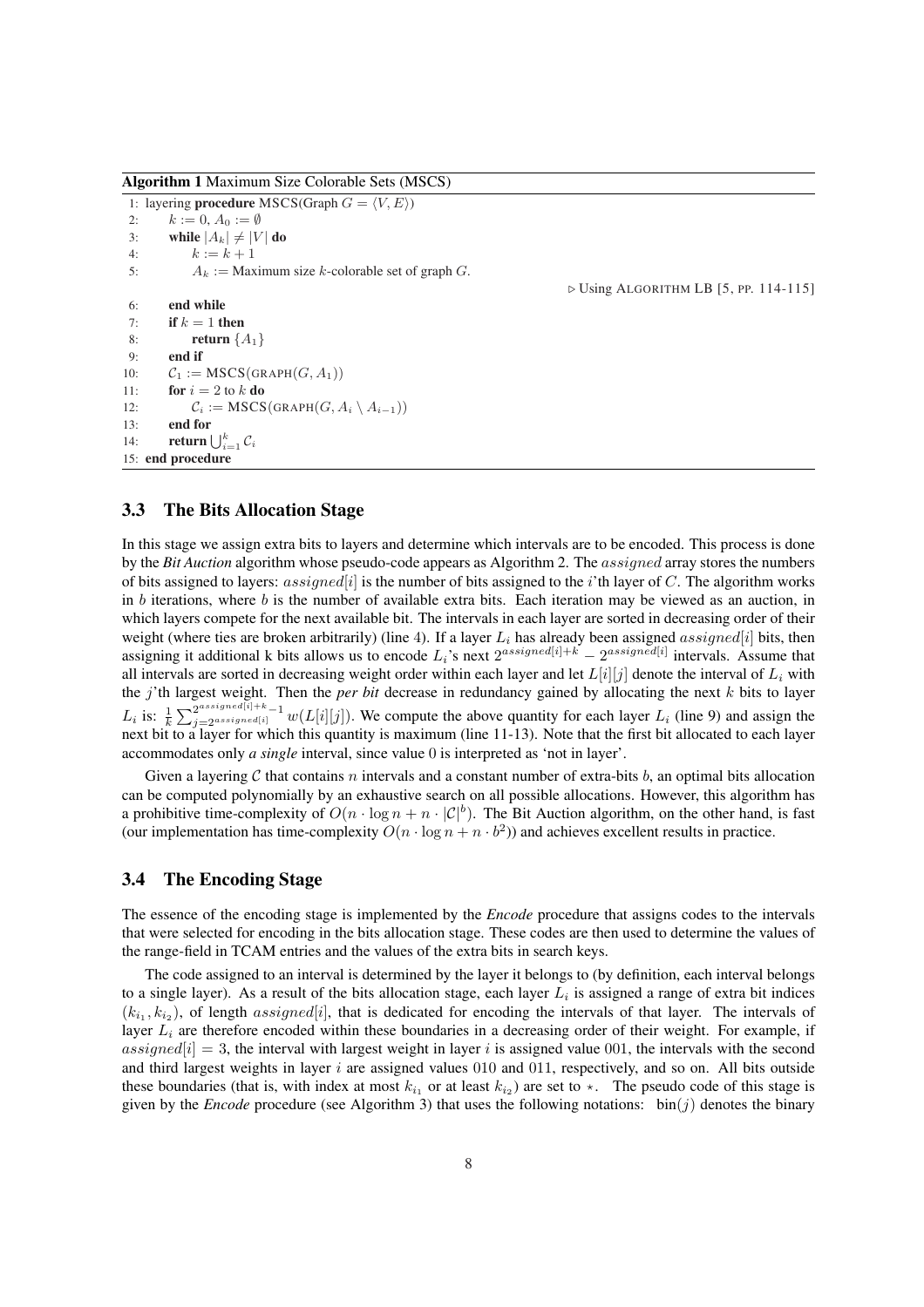**Algorithm 1** Maximum Size Colorable Sets (MSCS)

```
1: layering procedure MSCS(Graph G = ⟨V, E⟩)
2:     k := 0, A_0 := ∅
3:     while |A_k| ≠ |V| do
4:         k := k + 1
5:         A_k := Maximum size k-colorable set of graph G.
                                        ▷ Using ALGORITHM LB [5, PP. 114-115]
6:     end while
7:     if k = 1 then
8:         return {A_1}
9:     end if
10:    C_1 := MSCS(GRAPH(G, A_1))
11:    for i = 2 to k do
12:        C_i := MSCS(GRAPH(G, A_i \ A_{i-1}))
13:    end for
14:    return ⋃_{i=1}^{k} C_i
15: end procedure
```

### 3.3 The Bits Allocation Stage

In this stage we assign extra bits to layers and determine which intervals are to be encoded. This process is done by the *Bit Auction* algorithm whose pseudo-code appears as Algorithm 2. The $assigned$ array stores the numbers of bits assigned to layers: $assigned[i]$ is the number of bits assigned to the $i$'th layer of $C$. The algorithm works in $b$ iterations, where $b$ is the number of available extra bits. Each iteration may be viewed as an auction, in which layers compete for the next available bit. The intervals in each layer are sorted in decreasing order of their weight (where ties are broken arbitrarily) (line 4). If a layer $L_i$ has already been assigned $assigned[i]$ bits, then assigning it additional k bits allows us to encode $L_i$'s next $2^{assigned[i]+k} - 2^{assigned[i]}$ intervals. Assume that all intervals are sorted in decreasing weight order within each layer and let $L[i][j]$ denote the interval of $L_i$ with the $j$'th largest weight. Then the *per bit* decrease in redundancy gained by allocating the next $k$ bits to layer $L_i$ is: $\frac{1}{k}\sum_{j=2^{assigned[i]}}^{2^{assigned[i]+k}-1} w(L[i][j])$. We compute the above quantity for each layer $L_i$ (line 9) and assign the next bit to a layer for which this quantity is maximum (line 11-13). Note that the first bit allocated to each layer accommodates only *a single* interval, since value 0 is interpreted as 'not in layer'.

Given a layering $\mathcal{C}$ that contains $n$ intervals and a constant number of extra-bits $b$, an optimal bits allocation can be computed polynomially by an exhaustive search on all possible allocations. However, this algorithm has a prohibitive time-complexity of $O(n \cdot \log n + n \cdot |\mathcal{C}|^b)$. The Bit Auction algorithm, on the other hand, is fast (our implementation has time-complexity $O(n \cdot \log n + n \cdot b^2)$) and achieves excellent results in practice.

### 3.4 The Encoding Stage

The essence of the encoding stage is implemented by the *Encode* procedure that assigns codes to the intervals that were selected for encoding in the bits allocation stage. These codes are then used to determine the values of the range-field in TCAM entries and the values of the extra bits in search keys.

The code assigned to an interval is determined by the layer it belongs to (by definition, each interval belongs to a single layer). As a result of the bits allocation stage, each layer $L_i$ is assigned a range of extra bit indices $(k_{i_1}, k_{i_2})$, of length $assigned[i]$, that is dedicated for encoding the intervals of that layer. The intervals of layer $L_i$ are therefore encoded within these boundaries in a decreasing order of their weight. For example, if $assigned[i] = 3$, the interval with largest weight in layer $i$ is assigned value 001, the intervals with the second and third largest weights in layer $i$ are assigned values 010 and 011, respectively, and so on. All bits outside these boundaries (that is, with index at most $k_{i_1}$ or at least $k_{i_2}$) are set to $\star$. The pseudo code of this stage is given by the *Encode* procedure (see Algorithm 3) that uses the following notations: $\text{bin}(j)$ denotes the binary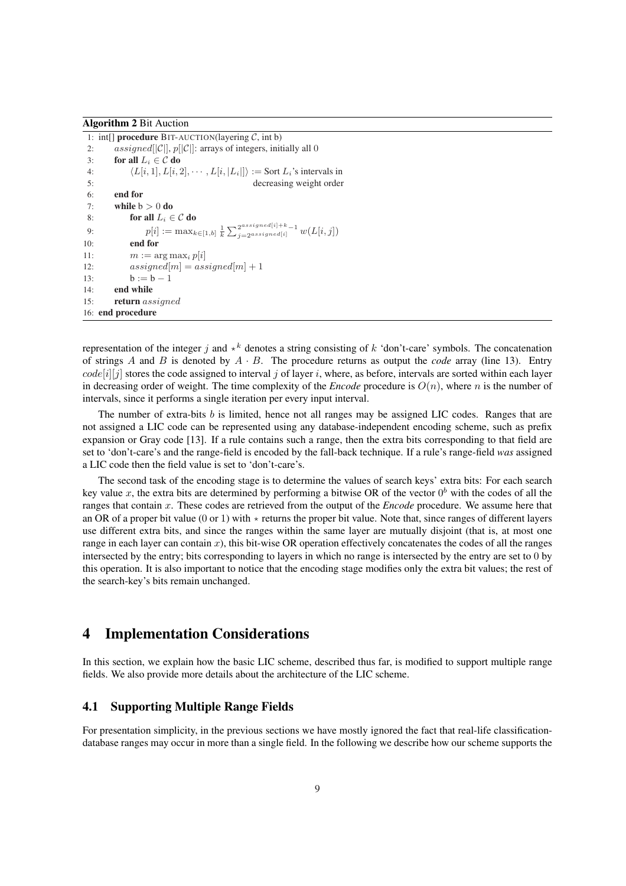**Algorithm 2** Bit Auction

```
1:  int[] procedure BIT-AUCTION(layering C, int b)
2:      assigned[|C|], p[|C|]: arrays of integers, initially all 0
3:      for all L_i ∈ C do
4:          ⟨L[i,1], L[i,2], ··· , L[i,|L_i|]⟩ := Sort L_i's intervals in
5:                                                  decreasing weight order
6:      end for
7:      while b > 0 do
8:          for all L_i ∈ C do
9:              p[i] := max_{k∈[1,b]} (1/k) Σ_{j=2^{assigned[i]}}^{2^{assigned[i]+k}-1} w(L[i,j])
10:         end for
11:         m := arg max_i p[i]
12:         assigned[m] = assigned[m] + 1
13:         b := b − 1
14:     end while
15:     return assigned
16: end procedure
```

representation of the integer $j$ and $\star^k$ denotes a string consisting of $k$ 'don't-care' symbols. The concatenation of strings $A$ and $B$ is denoted by $A \cdot B$. The procedure returns as output the *code* array (line 13). Entry $code[i][j]$ stores the code assigned to interval $j$ of layer $i$, where, as before, intervals are sorted within each layer in decreasing order of weight. The time complexity of the *Encode* procedure is $O(n)$, where $n$ is the number of intervals, since it performs a single iteration per every input interval.

The number of extra-bits $b$ is limited, hence not all ranges may be assigned LIC codes. Ranges that are not assigned a LIC code can be represented using any database-independent encoding scheme, such as prefix expansion or Gray code [13]. If a rule contains such a range, then the extra bits corresponding to that field are set to 'don't-care's and the range-field is encoded by the fall-back technique. If a rule's range-field *was* assigned a LIC code then the field value is set to 'don't-care's.

The second task of the encoding stage is to determine the values of search keys' extra bits: For each search key value $x$, the extra bits are determined by performing a bitwise OR of the vector $0^b$ with the codes of all the ranges that contain $x$. These codes are retrieved from the output of the *Encode* procedure. We assume here that an OR of a proper bit value (0 or 1) with $\star$ returns the proper bit value. Note that, since ranges of different layers use different extra bits, and since the ranges within the same layer are mutually disjoint (that is, at most one range in each layer can contain $x$), this bit-wise OR operation effectively concatenates the codes of all the ranges intersected by the entry; bits corresponding to layers in which no range is intersected by the entry are set to 0 by this operation. It is also important to notice that the encoding stage modifies only the extra bit values; the rest of the search-key's bits remain unchanged.

# 4 Implementation Considerations

In this section, we explain how the basic LIC scheme, described thus far, is modified to support multiple range fields. We also provide more details about the architecture of the LIC scheme.

## 4.1 Supporting Multiple Range Fields

For presentation simplicity, in the previous sections we have mostly ignored the fact that real-life classification-database ranges may occur in more than a single field. In the following we describe how our scheme supports the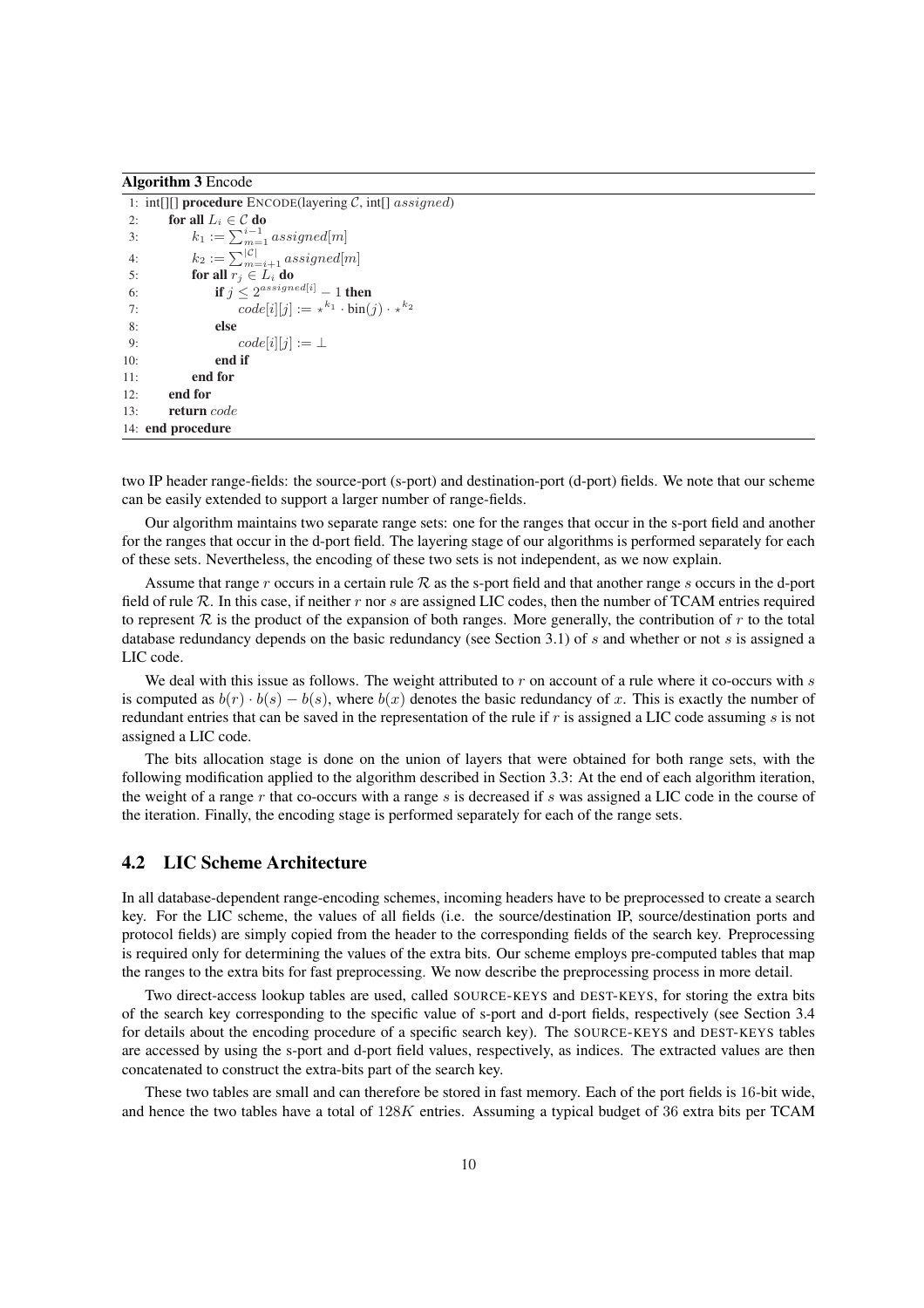**Algorithm 3** Encode

```
1: int[][] procedure ENCODE(layering C, int[] assigned)
2:     for all L_i ∈ C do
3:         k_1 := Σ_{m=1}^{i-1} assigned[m]
4:         k_2 := Σ_{m=i+1}^{|C|} assigned[m]
5:         for all r_j ∈ L_i do
6:             if j ≤ 2^{assigned[i]} − 1 then
7:                 code[i][j] := ⋆^{k_1} · bin(j) · ⋆^{k_2}
8:             else
9:                 code[i][j] := ⊥
10:            end if
11:        end for
12:    end for
13:    return code
14: end procedure
```

two IP header range-fields: the source-port (s-port) and destination-port (d-port) fields. We note that our scheme can be easily extended to support a larger number of range-fields.

Our algorithm maintains two separate range sets: one for the ranges that occur in the s-port field and another for the ranges that occur in the d-port field. The layering stage of our algorithms is performed separately for each of these sets. Nevertheless, the encoding of these two sets is not independent, as we now explain.

Assume that range $r$ occurs in a certain rule $\mathcal{R}$ as the s-port field and that another range $s$ occurs in the d-port field of rule $\mathcal{R}$. In this case, if neither $r$ nor $s$ are assigned LIC codes, then the number of TCAM entries required to represent $\mathcal{R}$ is the product of the expansion of both ranges. More generally, the contribution of $r$ to the total database redundancy depends on the basic redundancy (see Section 3.1) of $s$ and whether or not $s$ is assigned a LIC code.

We deal with this issue as follows. The weight attributed to $r$ on account of a rule where it co-occurs with $s$ is computed as $b(r) \cdot b(s) - b(s)$, where $b(x)$ denotes the basic redundancy of $x$. This is exactly the number of redundant entries that can be saved in the representation of the rule if $r$ is assigned a LIC code assuming $s$ is not assigned a LIC code.

The bits allocation stage is done on the union of layers that were obtained for both range sets, with the following modification applied to the algorithm described in Section 3.3: At the end of each algorithm iteration, the weight of a range $r$ that co-occurs with a range $s$ is decreased if $s$ was assigned a LIC code in the course of the iteration. Finally, the encoding stage is performed separately for each of the range sets.

### 4.2 LIC Scheme Architecture

In all database-dependent range-encoding schemes, incoming headers have to be preprocessed to create a search key. For the LIC scheme, the values of all fields (i.e. the source/destination IP, source/destination ports and protocol fields) are simply copied from the header to the corresponding fields of the search key. Preprocessing is required only for determining the values of the extra bits. Our scheme employs pre-computed tables that map the ranges to the extra bits for fast preprocessing. We now describe the preprocessing process in more detail.

Two direct-access lookup tables are used, called SOURCE-KEYS and DEST-KEYS, for storing the extra bits of the search key corresponding to the specific value of s-port and d-port fields, respectively (see Section 3.4 for details about the encoding procedure of a specific search key). The SOURCE-KEYS and DEST-KEYS tables are accessed by using the s-port and d-port field values, respectively, as indices. The extracted values are then concatenated to construct the extra-bits part of the search key.

These two tables are small and can therefore be stored in fast memory. Each of the port fields is 16-bit wide, and hence the two tables have a total of $128K$ entries. Assuming a typical budget of 36 extra bits per TCAM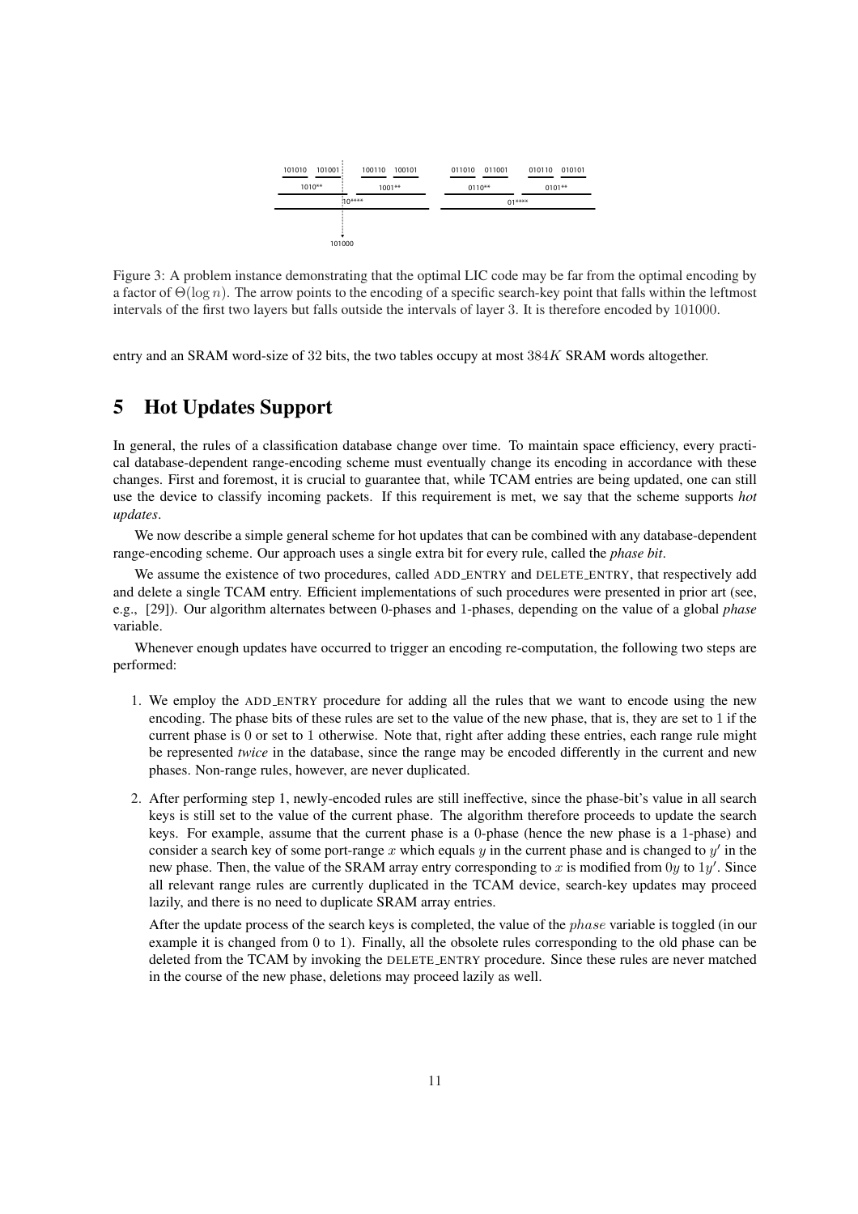Figure 3: A problem instance demonstrating that the optimal LIC code may be far from the optimal encoding by a factor of $\Theta(\log n)$. The arrow points to the encoding of a specific search-key point that falls within the leftmost intervals of the first two layers but falls outside the intervals of layer 3. It is therefore encoded by 101000.

entry and an SRAM word-size of 32 bits, the two tables occupy at most $384K$ SRAM words altogether.

# 5 Hot Updates Support

In general, the rules of a classification database change over time. To maintain space efficiency, every practical database-dependent range-encoding scheme must eventually change its encoding in accordance with these changes. First and foremost, it is crucial to guarantee that, while TCAM entries are being updated, one can still use the device to classify incoming packets. If this requirement is met, we say that the scheme supports *hot updates*.

We now describe a simple general scheme for hot updates that can be combined with any database-dependent range-encoding scheme. Our approach uses a single extra bit for every rule, called the *phase bit*.

We assume the existence of two procedures, called ADD_ENTRY and DELETE_ENTRY, that respectively add and delete a single TCAM entry. Efficient implementations of such procedures were presented in prior art (see, e.g., [29]). Our algorithm alternates between 0-phases and 1-phases, depending on the value of a global *phase* variable.

Whenever enough updates have occurred to trigger an encoding re-computation, the following two steps are performed:

1. We employ the ADD_ENTRY procedure for adding all the rules that we want to encode using the new encoding. The phase bits of these rules are set to the value of the new phase, that is, they are set to 1 if the current phase is 0 or set to 1 otherwise. Note that, right after adding these entries, each range rule might be represented *twice* in the database, since the range may be encoded differently in the current and new phases. Non-range rules, however, are never duplicated.

2. After performing step 1, newly-encoded rules are still ineffective, since the phase-bit's value in all search keys is still set to the value of the current phase. The algorithm therefore proceeds to update the search keys. For example, assume that the current phase is a 0-phase (hence the new phase is a 1-phase) and consider a search key of some port-range $x$ which equals $y$ in the current phase and is changed to $y'$ in the new phase. Then, the value of the SRAM array entry corresponding to $x$ is modified from $0y$ to $1y'$. Since all relevant range rules are currently duplicated in the TCAM device, search-key updates may proceed lazily, and there is no need to duplicate SRAM array entries.

   After the update process of the search keys is completed, the value of the $phase$ variable is toggled (in our example it is changed from 0 to 1). Finally, all the obsolete rules corresponding to the old phase can be deleted from the TCAM by invoking the DELETE_ENTRY procedure. Since these rules are never matched in the course of the new phase, deletions may proceed lazily as well.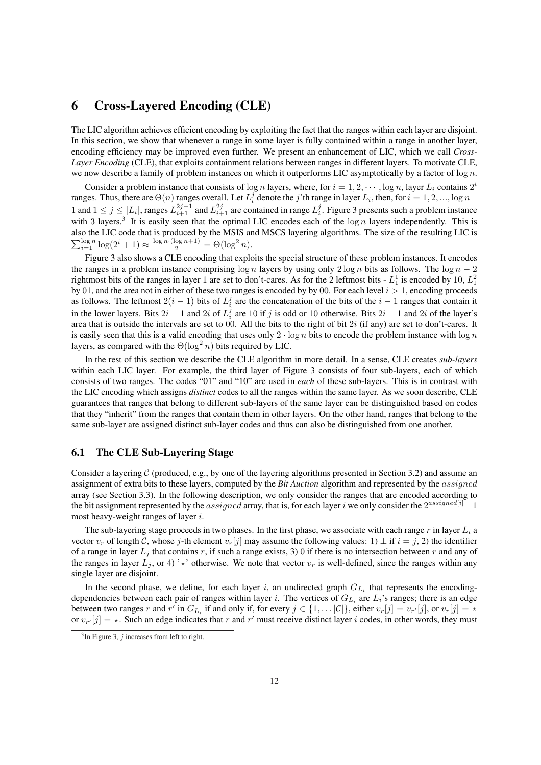# 6 Cross-Layered Encoding (CLE)

The LIC algorithm achieves efficient encoding by exploiting the fact that the ranges within each layer are disjoint. In this section, we show that whenever a range in some layer is fully contained within a range in another layer, encoding efficiency may be improved even further. We present an enhancement of LIC, which we call *Cross-Layer Encoding* (CLE), that exploits containment relations between ranges in different layers. To motivate CLE, we now describe a family of problem instances on which it outperforms LIC asymptotically by a factor of $\log n$.

Consider a problem instance that consists of $\log n$ layers, where, for $i = 1, 2, \cdots, \log n$, layer $L_i$ contains $2^i$ ranges. Thus, there are $\Theta(n)$ ranges overall. Let $L_i^j$ denote the $j$'th range in layer $L_i$, then, for $i = 1, 2, ..., \log n - 1$ and $1 \leq j \leq |L_i|$, ranges $L_{i+1}^{2j-1}$ and $L_{i+1}^{2j}$ are contained in range $L_i^j$. Figure 3 presents such a problem instance with 3 layers.[3] It is easily seen that the optimal LIC encodes each of the $\log n$ layers independently. This is also the LIC code that is produced by the MSIS and MSCS layering algorithms. The size of the resulting LIC is $\sum_{i=1}^{\log n} \log(2^i + 1) \approx \frac{\log n \cdot (\log n + 1)}{2} = \Theta(\log^2 n)$.

Figure 3 also shows a CLE encoding that exploits the special structure of these problem instances. It encodes the ranges in a problem instance comprising $\log n$ layers by using only $2 \log n$ bits as follows. The $\log n - 2$ rightmost bits of the ranges in layer 1 are set to don't-cares. As for the 2 leftmost bits - $L_1^1$ is encoded by 10, $L_1^2$ by 01, and the area not in either of these two ranges is encoded by 00. For each level $i > 1$, encoding proceeds as follows. The leftmost $2(i-1)$ bits of $L_i^j$ are the concatenation of the bits of the $i-1$ ranges that contain it in the lower layers. Bits $2i-1$ and $2i$ of $L_i^j$ are 10 if $j$ is odd or 10 otherwise. Bits $2i-1$ and $2i$ of the layer's area that is outside the intervals are set to 00. All the bits to the right of bit $2i$ (if any) are set to don't-cares. It is easily seen that this is a valid encoding that uses only $2 \cdot \log n$ bits to encode the problem instance with $\log n$ layers, as compared with the $\Theta(\log^2 n)$ bits required by LIC.

In the rest of this section we describe the CLE algorithm in more detail. In a sense, CLE creates *sub-layers* within each LIC layer. For example, the third layer of Figure 3 consists of four sub-layers, each of which consists of two ranges. The codes "01" and "10" are used in *each* of these sub-layers. This is in contrast with the LIC encoding which assigns *distinct* codes to all the ranges within the same layer. As we soon describe, CLE guarantees that ranges that belong to different sub-layers of the same layer can be distinguished based on codes that they "inherit" from the ranges that contain them in other layers. On the other hand, ranges that belong to the same sub-layer are assigned distinct sub-layer codes and thus can also be distinguished from one another.

## 6.1 The CLE Sub-Layering Stage

Consider a layering $\mathcal{C}$ (produced, e.g., by one of the layering algorithms presented in Section 3.2) and assume an assignment of extra bits to these layers, computed by the *Bit Auction* algorithm and represented by the $assigned$ array (see Section 3.3). In the following description, we only consider the ranges that are encoded according to the bit assignment represented by the $assigned$ array, that is, for each layer $i$ we only consider the $2^{assigned[i]} - 1$ most heavy-weight ranges of layer $i$.

The sub-layering stage proceeds in two phases. In the first phase, we associate with each range $r$ in layer $L_i$ a vector $v_r$ of length $\mathcal{C}$, whose $j$-th element $v_r[j]$ may assume the following values: 1) $\perp$ if $i = j$, 2) the identifier of a range in layer $L_j$ that contains $r$, if such a range exists, 3) 0 if there is no intersection between $r$ and any of the ranges in layer $L_j$, or 4) '$\star$' otherwise. We note that vector $v_r$ is well-defined, since the ranges within any single layer are disjoint.

In the second phase, we define, for each layer $i$, an undirected graph $G_{L_i}$ that represents the encoding-dependencies between each pair of ranges within layer $i$. The vertices of $G_{L_i}$ are $L_i$'s ranges; there is an edge between two ranges $r$ and $r'$ in $G_{L_i}$ if and only if, for every $j \in \{1, \ldots |\mathcal{C}|\}$, either $v_r[j] = v_{r'}[j]$, or $v_r[j] = \star$ or $v_{r'}[j] = \star$. Such an edge indicates that $r$ and $r'$ must receive distinct layer $i$ codes, in other words, they must

[3] In Figure 3, $j$ increases from left to right.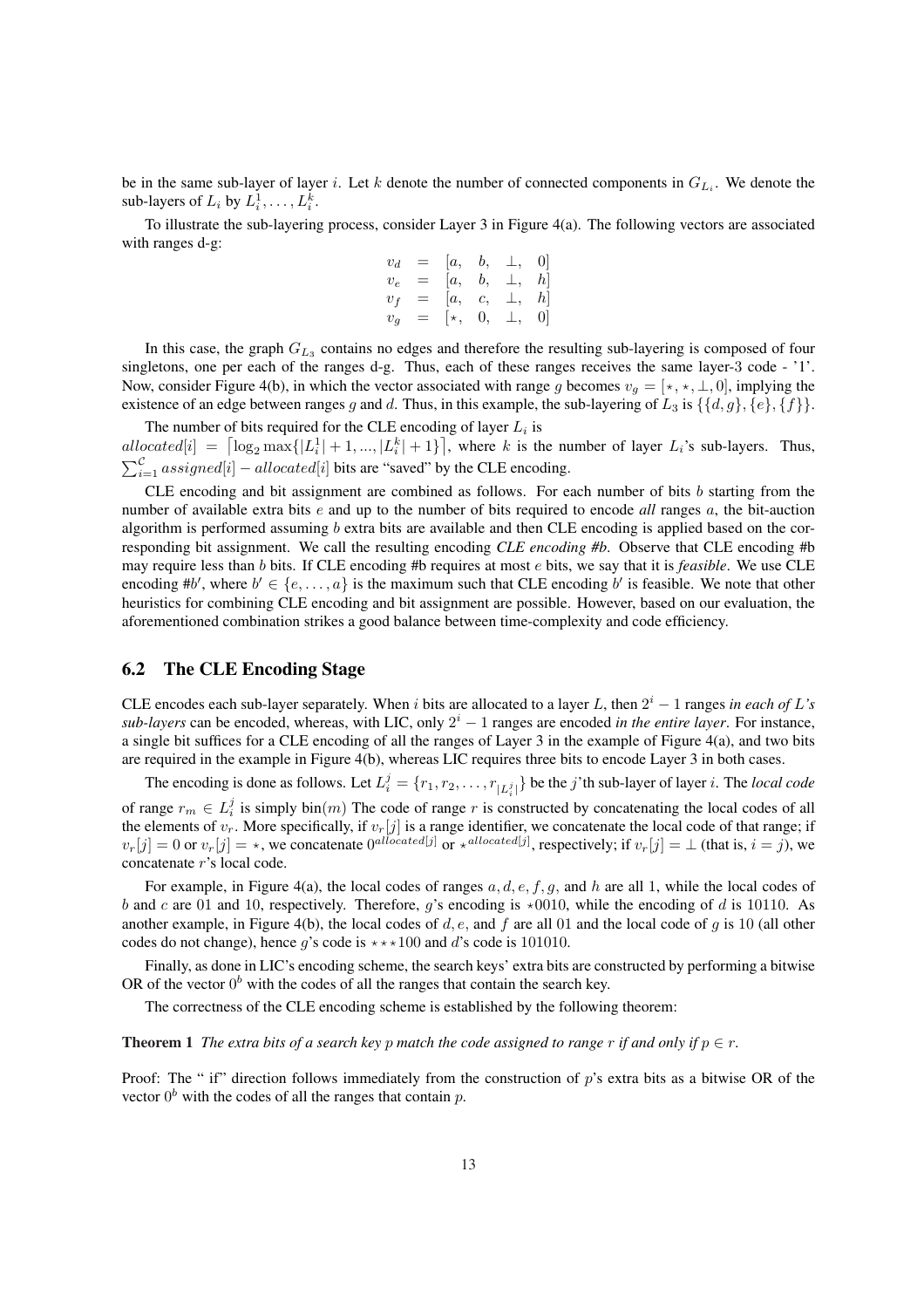be in the same sub-layer of layer $i$. Let $k$ denote the number of connected components in $G_{L_i}$. We denote the sub-layers of $L_i$ by $L_i^1, \ldots, L_i^k$.

To illustrate the sub-layering process, consider Layer 3 in Figure 4(a). The following vectors are associated with ranges d-g:

$$
\begin{aligned}
v_d &= [a, \quad b, \quad \perp, \quad 0] \\
v_e &= [a, \quad b, \quad \perp, \quad h] \\
v_f &= [a, \quad c, \quad \perp, \quad h] \\
v_g &= [\star, \quad 0, \quad \perp, \quad 0]
\end{aligned}
$$

In this case, the graph $G_{L_3}$ contains no edges and therefore the resulting sub-layering is composed of four singletons, one per each of the ranges d-g. Thus, each of these ranges receives the same layer-3 code - '1'. Now, consider Figure 4(b), in which the vector associated with range $g$ becomes $v_g = [\star, \star, \perp, 0]$, implying the existence of an edge between ranges $g$ and $d$. Thus, in this example, the sub-layering of $L_3$ is $\{\{d, g\}, \{e\}, \{f\}\}$.

The number of bits required for the CLE encoding of layer $L_i$ is $allocated[i] = \lceil \log_2 \max\{|L_i^1| + 1, ..., |L_i^k| + 1\} \rceil$, where $k$ is the number of layer $L_i$'s sub-layers. Thus, $\sum_{i=1}^{\mathcal{C}} assigned[i] - allocated[i]$ bits are "saved" by the CLE encoding.

CLE encoding and bit assignment are combined as follows. For each number of bits $b$ starting from the number of available extra bits $e$ and up to the number of bits required to encode *all* ranges $a$, the bit-auction algorithm is performed assuming $b$ extra bits are available and then CLE encoding is applied based on the corresponding bit assignment. We call the resulting encoding *CLE encoding #b*. Observe that CLE encoding #b may require less than $b$ bits. If CLE encoding #b requires at most $e$ bits, we say that it is *feasible*. We use CLE encoding #$b'$, where $b' \in \{e, \ldots, a\}$ is the maximum such that CLE encoding $b'$ is feasible. We note that other heuristics for combining CLE encoding and bit assignment are possible. However, based on our evaluation, the aforementioned combination strikes a good balance between time-complexity and code efficiency.

## 6.2 The CLE Encoding Stage

CLE encodes each sub-layer separately. When $i$ bits are allocated to a layer $L$, then $2^i - 1$ ranges *in each of L's sub-layers* can be encoded, whereas, with LIC, only $2^i - 1$ ranges are encoded *in the entire layer*. For instance, a single bit suffices for a CLE encoding of all the ranges of Layer 3 in the example of Figure 4(a), and two bits are required in the example in Figure 4(b), whereas LIC requires three bits to encode Layer 3 in both cases.

The encoding is done as follows. Let $L_i^j = \{r_1, r_2, \ldots, r_{|L_i^j|}\}$ be the $j$'th sub-layer of layer $i$. The *local code* of range $r_m \in L_i^j$ is simply $\text{bin}(m)$ The code of range $r$ is constructed by concatenating the local codes of all the elements of $v_r$. More specifically, if $v_r[j]$ is a range identifier, we concatenate the local code of that range; if $v_r[j] = 0$ or $v_r[j] = \star$, we concatenate $0^{allocated[j]}$ or $\star^{allocated[j]}$, respectively; if $v_r[j] = \perp$ (that is, $i = j$), we concatenate $r$'s local code.

For example, in Figure 4(a), the local codes of ranges $a, d, e, f, g$, and $h$ are all 1, while the local codes of $b$ and $c$ are 01 and 10, respectively. Therefore, $g$'s encoding is $\star 0010$, while the encoding of $d$ is 10110. As another example, in Figure 4(b), the local codes of $d, e$, and $f$ are all 01 and the local code of $g$ is 10 (all other codes do not change), hence $g$'s code is $\star\star\star 100$ and $d$'s code is 101010.

Finally, as done in LIC's encoding scheme, the search keys' extra bits are constructed by performing a bitwise OR of the vector $0^b$ with the codes of all the ranges that contain the search key.

The correctness of the CLE encoding scheme is established by the following theorem:

**Theorem 1** *The extra bits of a search key $p$ match the code assigned to range $r$ if and only if $p \in r$.*

Proof: The " if" direction follows immediately from the construction of $p$'s extra bits as a bitwise OR of the vector $0^b$ with the codes of all the ranges that contain $p$.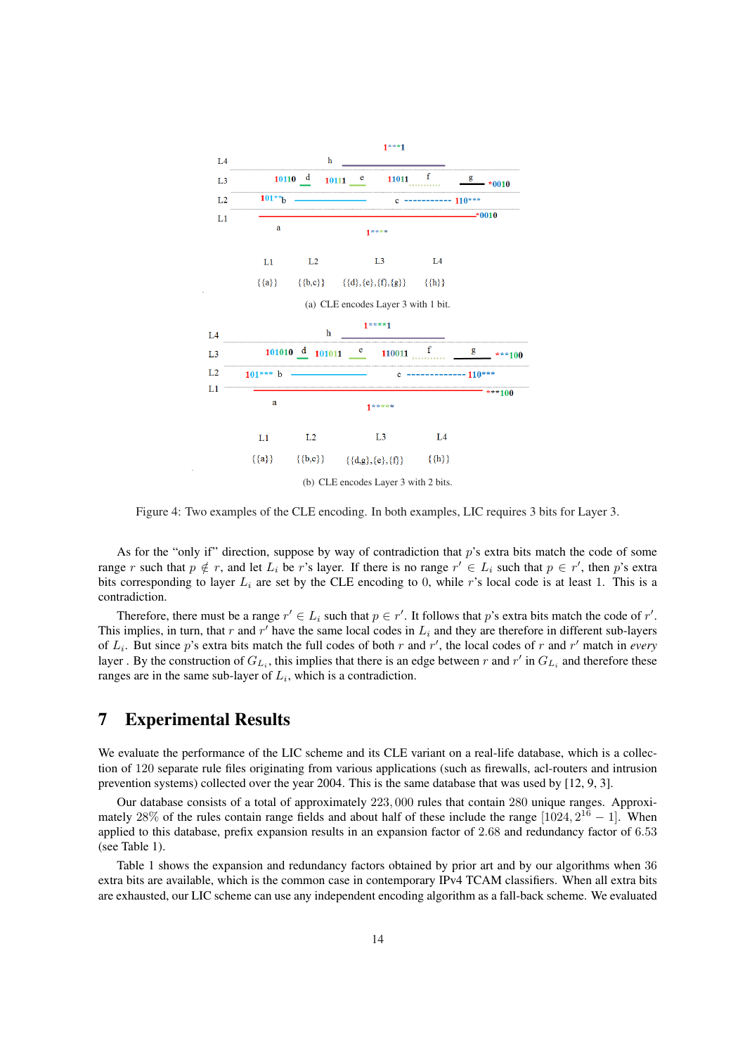L4 h 1***1

L3 10110 d 10111 e 11011 f g *0010

L2 101** b c 110***

L1 a 1**** *0010

| L1 | L2 | L3 | L4 |
|---|---|---|---|
| {{a}} | {{b,c}} | {{d},{e},{f},{g}} | {{h}} |

(a) CLE encodes Layer 3 with 1 bit.

L4 h 1****1

L3 101010 d 101011 e 110011 f g ***100

L2 101*** b c 110***

L1 a 1***** ***100

| L1 | L2 | L3 | L4 |
|---|---|---|---|
| {{a}} | {{b,c}} | {{d,g},{e},{f}} | {{h}} |

(b) CLE encodes Layer 3 with 2 bits.

Figure 4: Two examples of the CLE encoding. In both examples, LIC requires 3 bits for Layer 3.

As for the "only if" direction, suppose by way of contradiction that $p$'s extra bits match the code of some range $r$ such that $p \notin r$, and let $L_i$ be $r$'s layer. If there is no range $r' \in L_i$ such that $p \in r'$, then $p$'s extra bits corresponding to layer $L_i$ are set by the CLE encoding to 0, while $r$'s local code is at least 1. This is a contradiction.

Therefore, there must be a range $r' \in L_i$ such that $p \in r'$. It follows that $p$'s extra bits match the code of $r'$. This implies, in turn, that $r$ and $r'$ have the same local codes in $L_i$ and they are therefore in different sub-layers of $L_i$. But since $p$'s extra bits match the full codes of both $r$ and $r'$, the local codes of $r$ and $r'$ match in *every* layer . By the construction of $G_{L_i}$, this implies that there is an edge between $r$ and $r'$ in $G_{L_i}$ and therefore these ranges are in the same sub-layer of $L_i$, which is a contradiction.

# 7 Experimental Results

We evaluate the performance of the LIC scheme and its CLE variant on a real-life database, which is a collection of 120 separate rule files originating from various applications (such as firewalls, acl-routers and intrusion prevention systems) collected over the year 2004. This is the same database that was used by [12, 9, 3].

Our database consists of a total of approximately 223,000 rules that contain 280 unique ranges. Approximately 28% of the rules contain range fields and about half of these include the range $[1024, 2^{16} - 1]$. When applied to this database, prefix expansion results in an expansion factor of 2.68 and redundancy factor of 6.53 (see Table 1).

Table 1 shows the expansion and redundancy factors obtained by prior art and by our algorithms when 36 extra bits are available, which is the common case in contemporary IPv4 TCAM classifiers. When all extra bits are exhausted, our LIC scheme can use any independent encoding algorithm as a fall-back scheme. We evaluated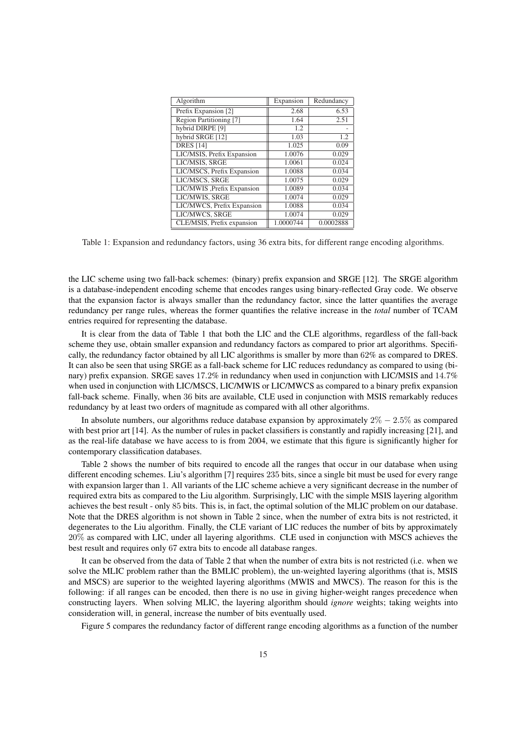| Algorithm | Expansion | Redundancy |
| --- | --- | --- |
| Prefix Expansion [2] | 2.68 | 6.53 |
| Region Partitioning [7] | 1.64 | 2.51 |
| hybrid DIRPE [9] | 1.2 | - |
| hybrid SRGE [12] | 1.03 | 1.2 |
| DRES [14] | 1.025 | 0.09 |
| LIC/MSIS, Prefix Expansion | 1.0076 | 0.029 |
| LIC/MSIS, SRGE | 1.0061 | 0.024 |
| LIC/MSCS, Prefix Expansion | 1.0088 | 0.034 |
| LIC/MSCS, SRGE | 1.0075 | 0.029 |
| LIC/MWIS ,Prefix Expansion | 1.0089 | 0.034 |
| LIC/MWIS, SRGE | 1.0074 | 0.029 |
| LIC/MWCS, Prefix Expansion | 1.0088 | 0.034 |
| LIC/MWCS, SRGE | 1.0074 | 0.029 |
| CLE/MSIS, Prefix expansion | 1.0000744 | 0.0002888 |

Table 1: Expansion and redundancy factors, using 36 extra bits, for different range encoding algorithms.

the LIC scheme using two fall-back schemes: (binary) prefix expansion and SRGE [12]. The SRGE algorithm is a database-independent encoding scheme that encodes ranges using binary-reflected Gray code. We observe that the expansion factor is always smaller than the redundancy factor, since the latter quantifies the average redundancy per range rules, whereas the former quantifies the relative increase in the *total* number of TCAM entries required for representing the database.

It is clear from the data of Table 1 that both the LIC and the CLE algorithms, regardless of the fall-back scheme they use, obtain smaller expansion and redundancy factors as compared to prior art algorithms. Specifically, the redundancy factor obtained by all LIC algorithms is smaller by more than $62\%$ as compared to DRES. It can also be seen that using SRGE as a fall-back scheme for LIC reduces redundancy as compared to using (binary) prefix expansion. SRGE saves $17.2\%$ in redundancy when used in conjunction with LIC/MSIS and $14.7\%$ when used in conjunction with LIC/MSCS, LIC/MWIS or LIC/MWCS as compared to a binary prefix expansion fall-back scheme. Finally, when $36$ bits are available, CLE used in conjunction with MSIS remarkably reduces redundancy by at least two orders of magnitude as compared with all other algorithms.

In absolute numbers, our algorithms reduce database expansion by approximately $2\% - 2.5\%$ as compared with best prior art [14]. As the number of rules in packet classifiers is constantly and rapidly increasing [21], and as the real-life database we have access to is from 2004, we estimate that this figure is significantly higher for contemporary classification databases.

Table 2 shows the number of bits required to encode all the ranges that occur in our database when using different encoding schemes. Liu's algorithm [7] requires $235$ bits, since a single bit must be used for every range with expansion larger than 1. All variants of the LIC scheme achieve a very significant decrease in the number of required extra bits as compared to the Liu algorithm. Surprisingly, LIC with the simple MSIS layering algorithm achieves the best result - only $85$ bits. This is, in fact, the optimal solution of the MLIC problem on our database. Note that the DRES algorithm is not shown in Table 2 since, when the number of extra bits is not restricted, it degenerates to the Liu algorithm. Finally, the CLE variant of LIC reduces the number of bits by approximately $20\%$ as compared with LIC, under all layering algorithms. CLE used in conjunction with MSCS achieves the best result and requires only $67$ extra bits to encode all database ranges.

It can be observed from the data of Table 2 that when the number of extra bits is not restricted (i.e. when we solve the MLIC problem rather than the BMLIC problem), the un-weighted layering algorithms (that is, MSIS and MSCS) are superior to the weighted layering algorithms (MWIS and MWCS). The reason for this is the following: if all ranges can be encoded, then there is no use in giving higher-weight ranges precedence when constructing layers. When solving MLIC, the layering algorithm should *ignore* weights; taking weights into consideration will, in general, increase the number of bits eventually used.

Figure 5 compares the redundancy factor of different range encoding algorithms as a function of the number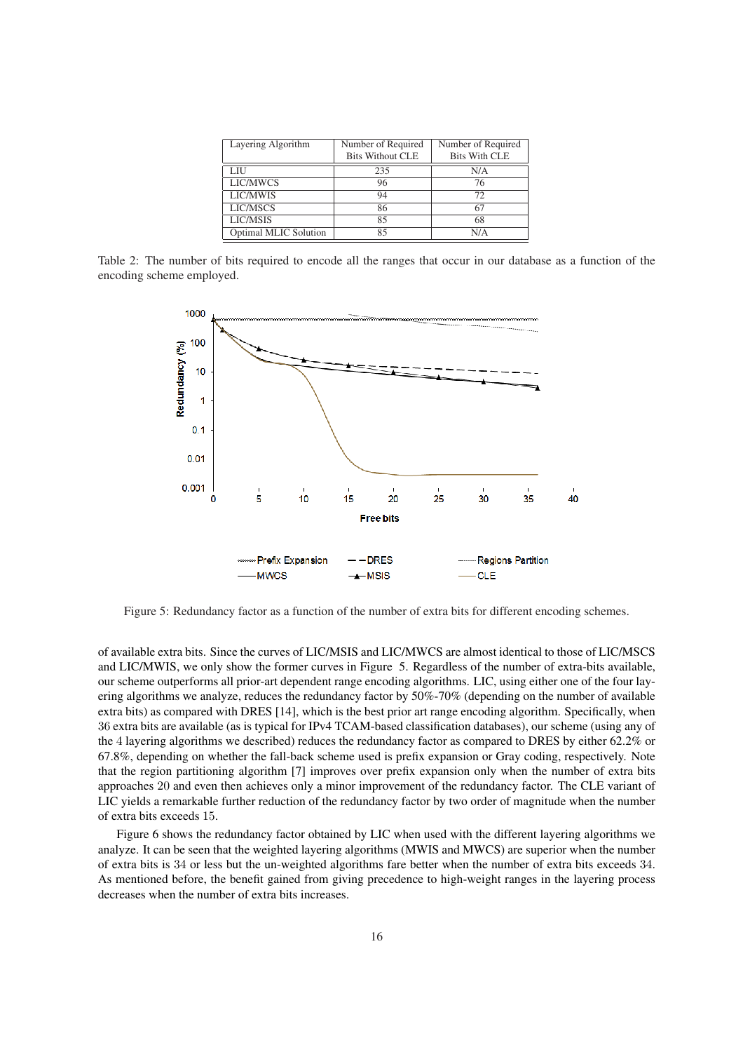| Layering Algorithm | Number of Required Bits Without CLE | Number of Required Bits With CLE |
|---|---|---|
| LIU | 235 | N/A |
| LIC/MWCS | 96 | 76 |
| LIC/MWIS | 94 | 72 |
| LIC/MSCS | 86 | 67 |
| LIC/MSIS | 85 | 68 |
| Optimal MLIC Solution | 85 | N/A |

Table 2: The number of bits required to encode all the ranges that occur in our database as a function of the encoding scheme employed.

Figure 5: Redundancy factor as a function of the number of extra bits for different encoding schemes.

of available extra bits. Since the curves of LIC/MSIS and LIC/MWCS are almost identical to those of LIC/MSCS and LIC/MWIS, we only show the former curves in Figure 5. Regardless of the number of extra-bits available, our scheme outperforms all prior-art dependent range encoding algorithms. LIC, using either one of the four layering algorithms we analyze, reduces the redundancy factor by 50%-70% (depending on the number of available extra bits) as compared with DRES [14], which is the best prior art range encoding algorithm. Specifically, when 36 extra bits are available (as is typical for IPv4 TCAM-based classification databases), our scheme (using any of the 4 layering algorithms we described) reduces the redundancy factor as compared to DRES by either 62.2% or 67.8%, depending on whether the fall-back scheme used is prefix expansion or Gray coding, respectively. Note that the region partitioning algorithm [7] improves over prefix expansion only when the number of extra bits approaches 20 and even then achieves only a minor improvement of the redundancy factor. The CLE variant of LIC yields a remarkable further reduction of the redundancy factor by two order of magnitude when the number of extra bits exceeds 15.

Figure 6 shows the redundancy factor obtained by LIC when used with the different layering algorithms we analyze. It can be seen that the weighted layering algorithms (MWIS and MWCS) are superior when the number of extra bits is 34 or less but the un-weighted algorithms fare better when the number of extra bits exceeds 34. As mentioned before, the benefit gained from giving precedence to high-weight ranges in the layering process decreases when the number of extra bits increases.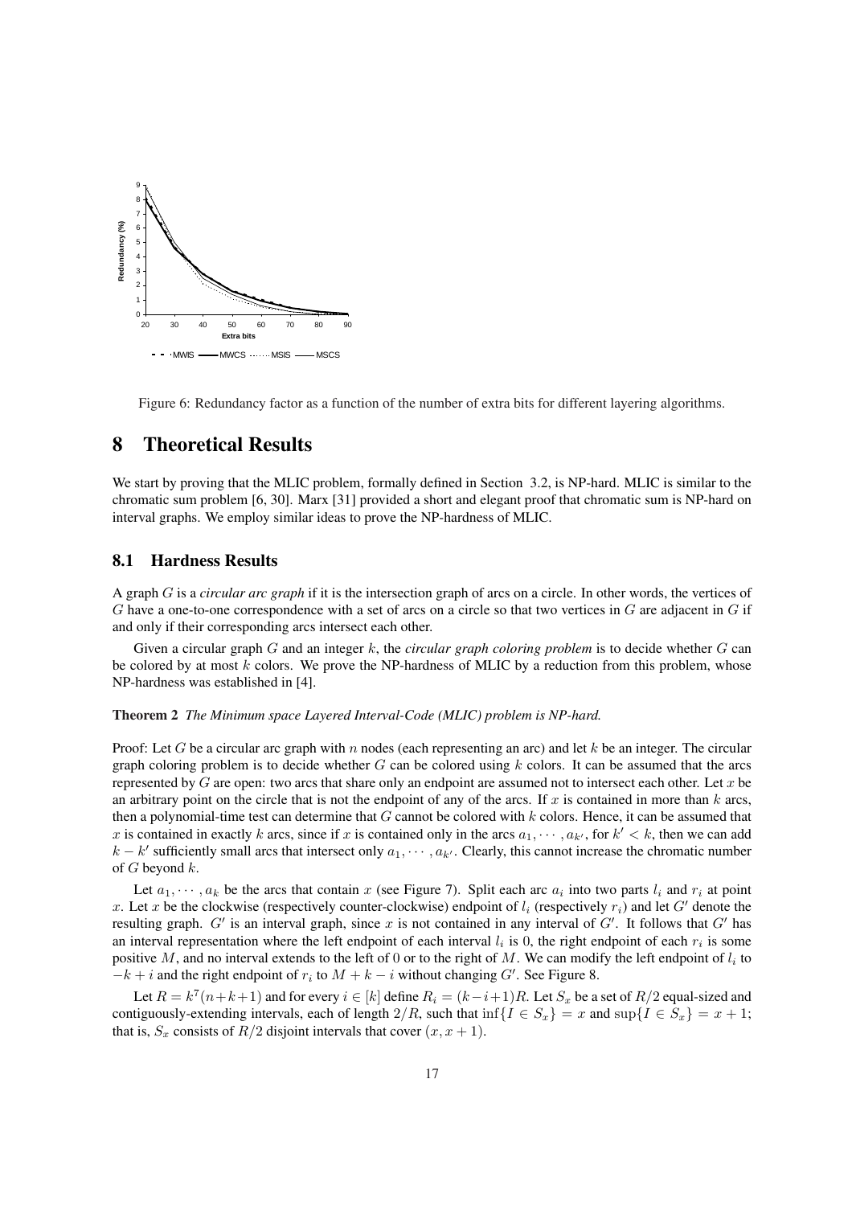Figure 6: Redundancy factor as a function of the number of extra bits for different layering algorithms.

# 8 Theoretical Results

We start by proving that the MLIC problem, formally defined in Section 3.2, is NP-hard. MLIC is similar to the chromatic sum problem [6, 30]. Marx [31] provided a short and elegant proof that chromatic sum is NP-hard on interval graphs. We employ similar ideas to prove the NP-hardness of MLIC.

## 8.1 Hardness Results

A graph $G$ is a *circular arc graph* if it is the intersection graph of arcs on a circle. In other words, the vertices of $G$ have a one-to-one correspondence with a set of arcs on a circle so that two vertices in $G$ are adjacent in $G$ if and only if their corresponding arcs intersect each other.

Given a circular graph $G$ and an integer $k$, the *circular graph coloring problem* is to decide whether $G$ can be colored by at most $k$ colors. We prove the NP-hardness of MLIC by a reduction from this problem, whose NP-hardness was established in [4].

**Theorem 2** *The Minimum space Layered Interval-Code (MLIC) problem is NP-hard.*

Proof: Let $G$ be a circular arc graph with $n$ nodes (each representing an arc) and let $k$ be an integer. The circular graph coloring problem is to decide whether $G$ can be colored using $k$ colors. It can be assumed that the arcs represented by $G$ are open: two arcs that share only an endpoint are assumed not to intersect each other. Let $x$ be an arbitrary point on the circle that is not the endpoint of any of the arcs. If $x$ is contained in more than $k$ arcs, then a polynomial-time test can determine that $G$ cannot be colored with $k$ colors. Hence, it can be assumed that $x$ is contained in exactly $k$ arcs, since if $x$ is contained only in the arcs $a_1, \cdots, a_{k'}$, for $k' < k$, then we can add $k - k'$ sufficiently small arcs that intersect only $a_1, \cdots, a_{k'}$. Clearly, this cannot increase the chromatic number of $G$ beyond $k$.

Let $a_1, \cdots, a_k$ be the arcs that contain $x$ (see Figure 7). Split each arc $a_i$ into two parts $l_i$ and $r_i$ at point $x$. Let $x$ be the clockwise (respectively counter-clockwise) endpoint of $l_i$ (respectively $r_i$) and let $G'$ denote the resulting graph. $G'$ is an interval graph, since $x$ is not contained in any interval of $G'$. It follows that $G'$ has an interval representation where the left endpoint of each interval $l_i$ is 0, the right endpoint of each $r_i$ is some positive $M$, and no interval extends to the left of 0 or to the right of $M$. We can modify the left endpoint of $l_i$ to $-k + i$ and the right endpoint of $r_i$ to $M + k - i$ without changing $G'$. See Figure 8.

Let $R = k^7(n+k+1)$ and for every $i \in [k]$ define $R_i = (k-i+1)R$. Let $S_x$ be a set of $R/2$ equal-sized and contiguously-extending intervals, each of length $2/R$, such that $\inf\{I \in S_x\} = x$ and $\sup\{I \in S_x\} = x + 1$; that is, $S_x$ consists of $R/2$ disjoint intervals that cover $(x, x + 1)$.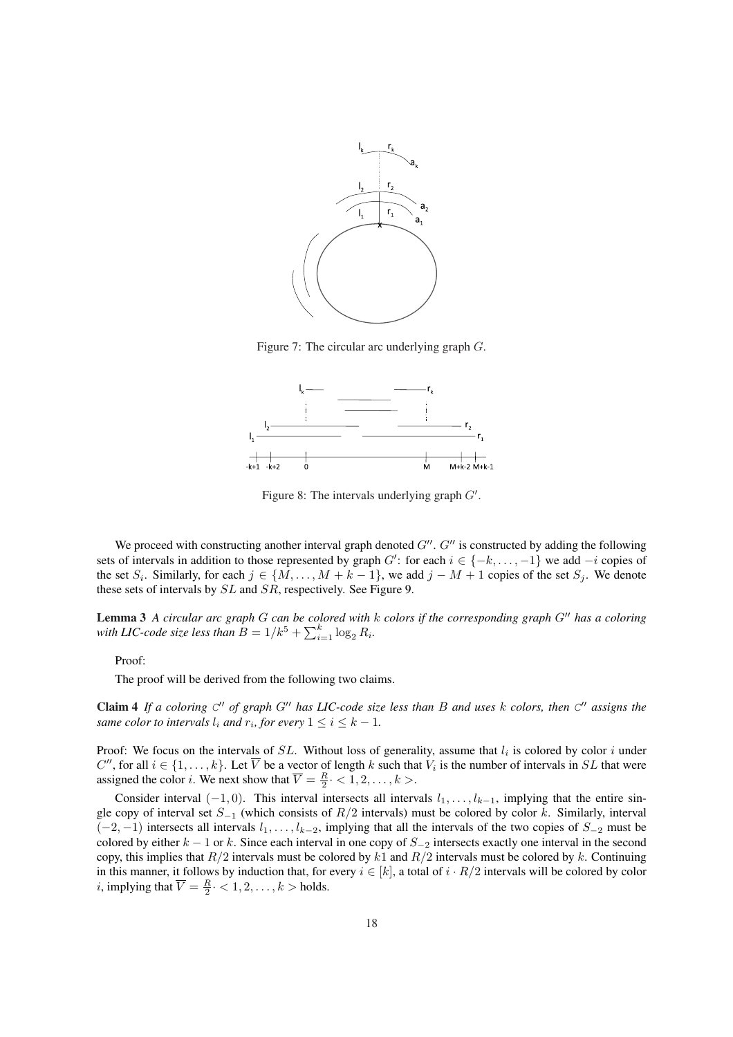Figure 7: The circular arc underlying graph $G$.

Figure 8: The intervals underlying graph $G'$.

We proceed with constructing another interval graph denoted $G''$. $G''$ is constructed by adding the following sets of intervals in addition to those represented by graph $G'$: for each $i \in \{-k, \ldots, -1\}$ we add $-i$ copies of the set $S_i$. Similarly, for each $j \in \{M, \ldots, M+k-1\}$, we add $j - M + 1$ copies of the set $S_j$. We denote these sets of intervals by $SL$ and $SR$, respectively. See Figure 9.

**Lemma 3** *A circular arc graph $G$ can be colored with $k$ colors if the corresponding graph $G''$ has a coloring with LIC-code size less than $B = 1/k^5 + \sum_{i=1}^{k} \log_2 R_i$.*

Proof:

The proof will be derived from the following two claims.

**Claim 4** *If a coloring $\mathcal{C}''$ of graph $G''$ has LIC-code size less than $B$ and uses $k$ colors, then $\mathcal{C}''$ assigns the same color to intervals $l_i$ and $r_i$, for every $1 \leq i \leq k-1$.*

Proof: We focus on the intervals of $SL$. Without loss of generality, assume that $l_i$ is colored by color $i$ under $C''$, for all $i \in \{1, \ldots, k\}$. Let $\overline{V}$ be a vector of length $k$ such that $V_i$ is the number of intervals in $SL$ that were assigned the color $i$. We next show that $\overline{V} = \frac{R}{2} \cdot < 1, 2, \ldots, k >$.

Consider interval $(-1, 0)$. This interval intersects all intervals $l_1, \ldots, l_{k-1}$, implying that the entire single copy of interval set $S_{-1}$ (which consists of $R/2$ intervals) must be colored by color $k$. Similarly, interval $(-2, -1)$ intersects all intervals $l_1, \ldots, l_{k-2}$, implying that all the intervals of the two copies of $S_{-2}$ must be colored by either $k-1$ or $k$. Since each interval in one copy of $S_{-2}$ intersects exactly one interval in the second copy, this implies that $R/2$ intervals must be colored by $k1$ and $R/2$ intervals must be colored by $k$. Continuing in this manner, it follows by induction that, for every $i \in [k]$, a total of $i \cdot R/2$ intervals will be colored by color $i$, implying that $\overline{V} = \frac{R}{2} \cdot < 1, 2, \ldots, k >$ holds.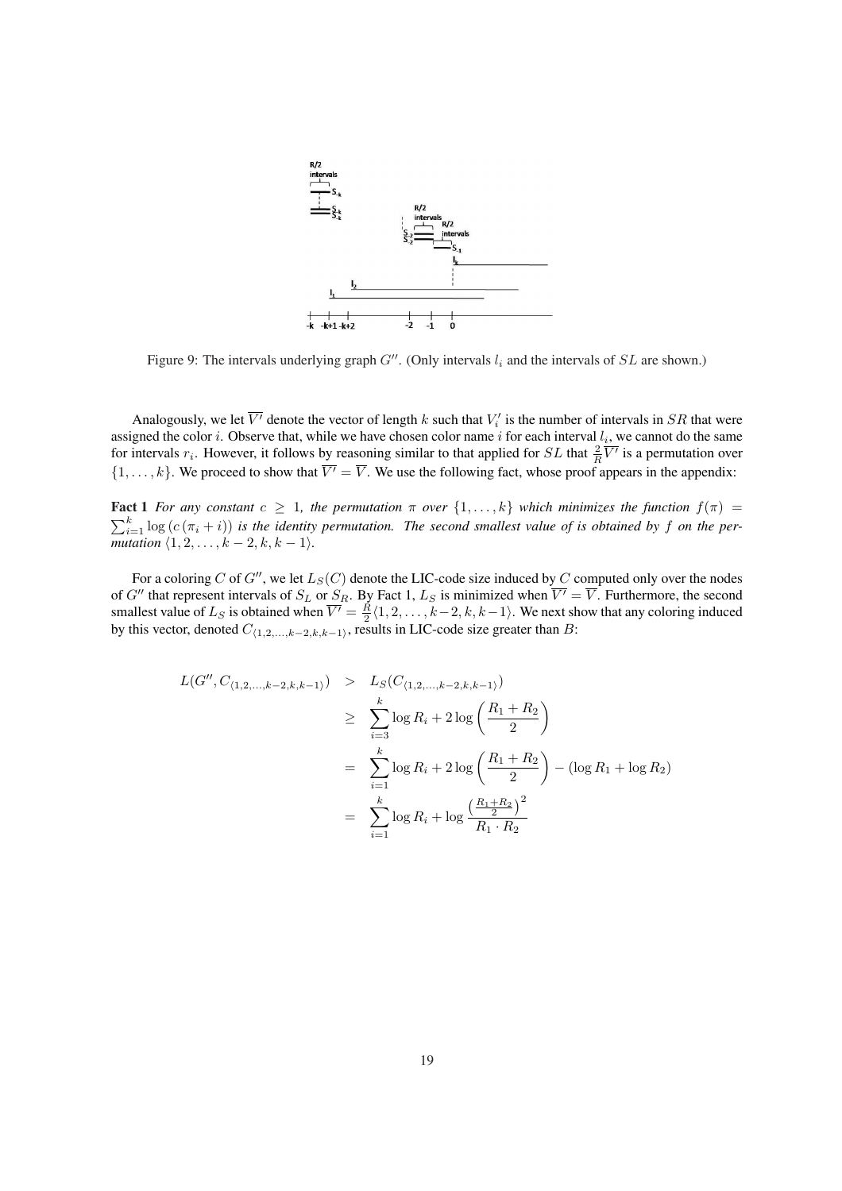Figure 9: The intervals underlying graph $G''$. (Only intervals $l_i$ and the intervals of $SL$ are shown.)

Analogously, we let $\overline{V'}$ denote the vector of length $k$ such that $V'_i$ is the number of intervals in $SR$ that were assigned the color $i$. Observe that, while we have chosen color name $i$ for each interval $l_i$, we cannot do the same for intervals $r_i$. However, it follows by reasoning similar to that applied for $SL$ that $\frac{2}{R}\overline{V'}$ is a permutation over $\{1, \ldots, k\}$. We proceed to show that $\overline{V'} = \overline{V}$. We use the following fact, whose proof appears in the appendix:

**Fact 1** *For any constant $c \geq 1$, the permutation $\pi$ over $\{1, \ldots, k\}$ which minimizes the function $f(\pi) = \sum_{i=1}^{k} \log(c(\pi_i + i))$ is the identity permutation. The second smallest value of is obtained by $f$ on the permutation $\langle 1, 2, \ldots, k-2, k, k-1\rangle$.*

For a coloring $C$ of $G''$, we let $L_S(C)$ denote the LIC-code size induced by $C$ computed only over the nodes of $G''$ that represent intervals of $S_L$ or $S_R$. By Fact 1, $L_S$ is minimized when $\overline{V'} = \overline{V}$. Furthermore, the second smallest value of $L_S$ is obtained when $\overline{V'} = \frac{R}{2}\langle 1, 2, \ldots, k-2, k, k-1\rangle$. We next show that any coloring induced by this vector, denoted $C_{\langle 1,2,\ldots,k-2,k,k-1\rangle}$, results in LIC-code size greater than $B$:

$$
\begin{aligned}
L(G'', C_{\langle 1,2,\ldots,k-2,k,k-1\rangle}) &> L_S(C_{\langle 1,2,\ldots,k-2,k,k-1\rangle}) \\
&\geq \sum_{i=3}^{k} \log R_i + 2\log\left(\frac{R_1 + R_2}{2}\right) \\
&= \sum_{i=1}^{k} \log R_i + 2\log\left(\frac{R_1 + R_2}{2}\right) - (\log R_1 + \log R_2) \\
&= \sum_{i=1}^{k} \log R_i + \log \frac{\left(\frac{R_1+R_2}{2}\right)^2}{R_1 \cdot R_2}
\end{aligned}
$$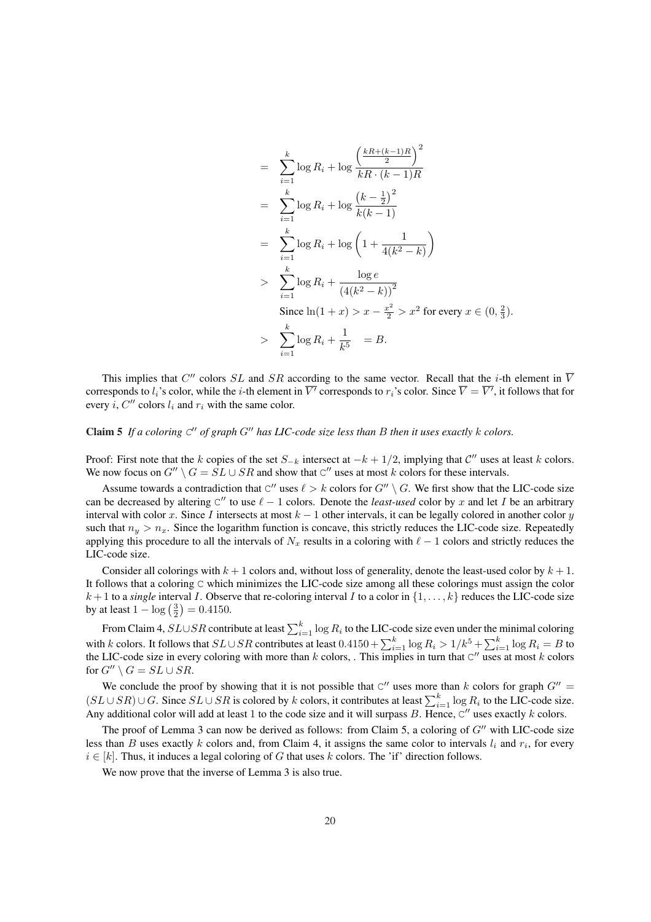$$
\begin{aligned}
&= \sum_{i=1}^{k} \log R_i + \log \frac{\left(\frac{kR+(k-1)R}{2}\right)^2}{kR\cdot(k-1)R} \\
&= \sum_{i=1}^{k} \log R_i + \log \frac{\left(k-\frac{1}{2}\right)^2}{k(k-1)} \\
&= \sum_{i=1}^{k} \log R_i + \log \left(1+\frac{1}{4(k^2-k)}\right) \\
&> \sum_{i=1}^{k} \log R_i + \frac{\log e}{\left(4(k^2-k)\right)^2} \\
&\quad \text{Since } \ln(1+x) > x - \tfrac{x^2}{2} > x^2 \text{ for every } x \in (0, \tfrac{2}{3}). \\
&> \sum_{i=1}^{k} \log R_i + \frac{1}{k^5} \quad = B.
\end{aligned}
$$

This implies that $C''$ colors $SL$ and $SR$ according to the same vector. Recall that the $i$-th element in $\overline{V}$ corresponds to $l_i$'s color, while the $i$-th element in $\overline{V'}$ corresponds to $r_i$'s color. Since $\overline{V} = \overline{V'}$, it follows that for every $i$, $C''$ colors $l_i$ and $r_i$ with the same color.

**Claim 5** *If a coloring $\mathbb{C}''$ of graph $G''$ has LIC-code size less than $B$ then it uses exactly $k$ colors.*

Proof: First note that the $k$ copies of the set $S_{-k}$ intersect at $-k+1/2$, implying that $\mathcal{C}''$ uses at least $k$ colors. We now focus on $G'' \setminus G = SL \cup SR$ and show that $\mathbb{C}''$ uses at most $k$ colors for these intervals.

Assume towards a contradiction that $\mathbb{C}''$ uses $\ell > k$ colors for $G'' \setminus G$. We first show that the LIC-code size can be decreased by altering $\mathbb{C}''$ to use $\ell - 1$ colors. Denote the *least-used* color by $x$ and let $I$ be an arbitrary interval with color $x$. Since $I$ intersects at most $k-1$ other intervals, it can be legally colored in another color $y$ such that $n_y > n_x$. Since the logarithm function is concave, this strictly reduces the LIC-code size. Repeatedly applying this procedure to all the intervals of $N_x$ results in a coloring with $\ell - 1$ colors and strictly reduces the LIC-code size.

Consider all colorings with $k+1$ colors and, without loss of generality, denote the least-used color by $k+1$. It follows that a coloring $\mathbb{C}$ which minimizes the LIC-code size among all these colorings must assign the color $k+1$ to a *single* interval $I$. Observe that re-coloring interval $I$ to a color in $\{1, \ldots, k\}$ reduces the LIC-code size by at least $1 - \log\left(\frac{3}{2}\right) = 0.4150$.

From Claim 4, $SL \cup SR$ contribute at least $\sum_{i=1}^{k} \log R_i$ to the LIC-code size even under the minimal coloring with $k$ colors. It follows that $SL \cup SR$ contributes at least $0.4150 + \sum_{i=1}^{k} \log R_i > 1/k^5 + \sum_{i=1}^{k} \log R_i = B$ to the LIC-code size in every coloring with more than $k$ colors, . This implies in turn that $\mathbb{C}''$ uses at most $k$ colors for $G'' \setminus G = SL \cup SR$.

We conclude the proof by showing that it is not possible that $\mathbb{C}''$ uses more than $k$ colors for graph $G'' = (SL \cup SR) \cup G$. Since $SL \cup SR$ is colored by $k$ colors, it contributes at least $\sum_{i=1}^{k} \log R_i$ to the LIC-code size. Any additional color will add at least 1 to the code size and it will surpass $B$. Hence, $\mathbb{C}''$ uses exactly $k$ colors.

The proof of Lemma 3 can now be derived as follows: from Claim 5, a coloring of $G''$ with LIC-code size less than $B$ uses exactly $k$ colors and, from Claim 4, it assigns the same color to intervals $l_i$ and $r_i$, for every $i \in [k]$. Thus, it induces a legal coloring of $G$ that uses $k$ colors. The 'if' direction follows.

We now prove that the inverse of Lemma 3 is also true.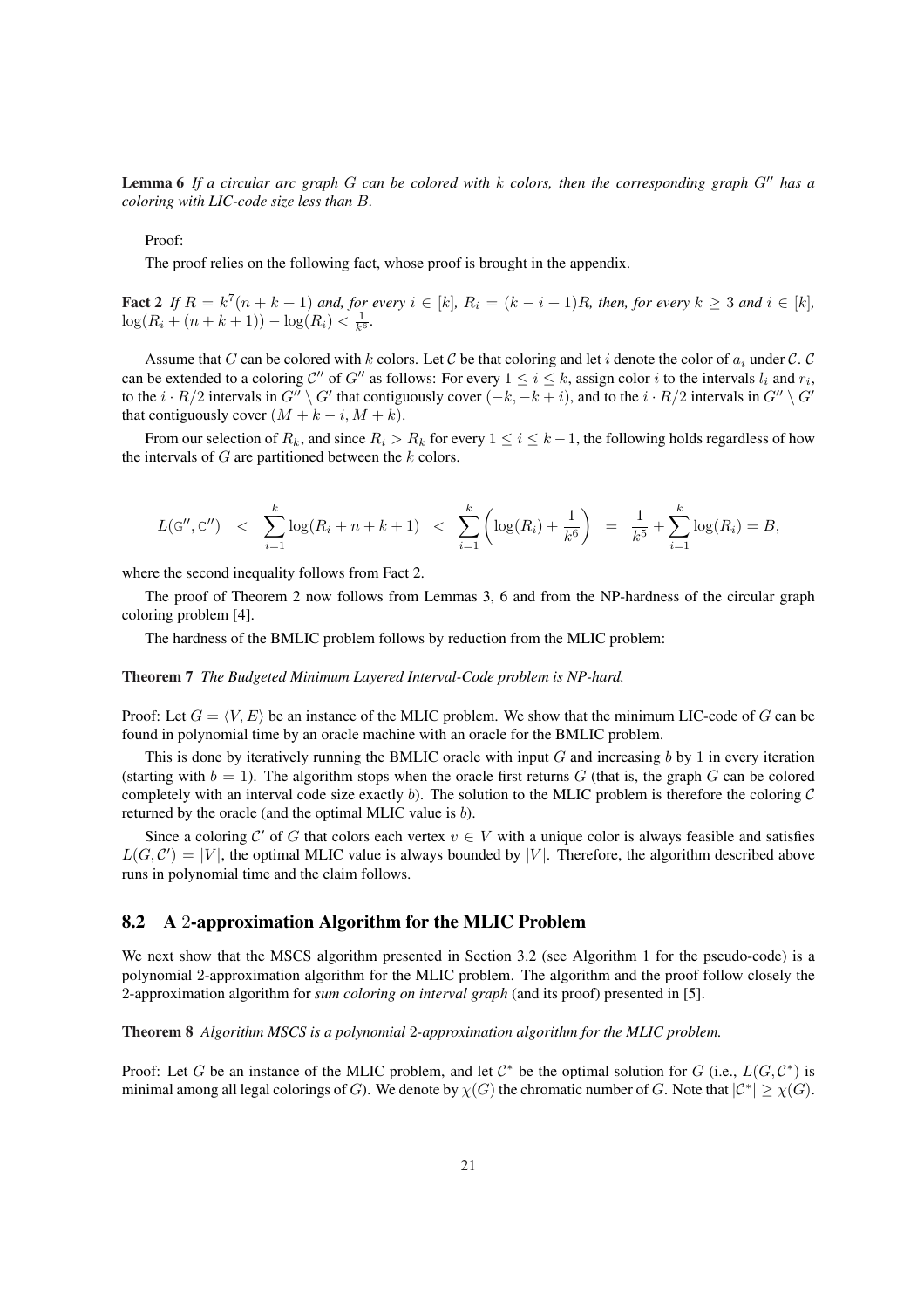**Lemma 6** *If a circular arc graph $G$ can be colored with $k$ colors, then the corresponding graph $G''$ has a coloring with LIC-code size less than $B$.*

Proof:

The proof relies on the following fact, whose proof is brought in the appendix.

**Fact 2** *If $R = k^7(n+k+1)$ and, for every $i \in [k]$, $R_i = (k-i+1)R$, then, for every $k \geq 3$ and $i \in [k]$, $\log(R_i + (n+k+1)) - \log(R_i) < \frac{1}{k^6}$.*

Assume that $G$ can be colored with $k$ colors. Let $\mathcal{C}$ be that coloring and let $i$ denote the color of $a_i$ under $\mathcal{C}$. $\mathcal{C}$ can be extended to a coloring $\mathcal{C}''$ of $G''$ as follows: For every $1 \leq i \leq k$, assign color $i$ to the intervals $l_i$ and $r_i$, to the $i \cdot R/2$ intervals in $G'' \setminus G'$ that contiguously cover $(-k, -k+i)$, and to the $i \cdot R/2$ intervals in $G'' \setminus G'$ that contiguously cover $(M+k-i, M+k)$.

From our selection of $R_k$, and since $R_i > R_k$ for every $1 \leq i \leq k-1$, the following holds regardless of how the intervals of $G$ are partitioned between the $k$ colors.

$$L(\mathbb{G}'', \mathbb{C}'') \quad < \quad \sum_{i=1}^{k} \log(R_i + n + k + 1) \quad < \quad \sum_{i=1}^{k} \left( \log(R_i) + \frac{1}{k^6} \right) \quad = \quad \frac{1}{k^5} + \sum_{i=1}^{k} \log(R_i) = B,$$

where the second inequality follows from Fact 2.

The proof of Theorem 2 now follows from Lemmas 3, 6 and from the NP-hardness of the circular graph coloring problem [4].

The hardness of the BMLIC problem follows by reduction from the MLIC problem:

**Theorem 7** *The Budgeted Minimum Layered Interval-Code problem is NP-hard.*

Proof: Let $G = \langle V, E \rangle$ be an instance of the MLIC problem. We show that the minimum LIC-code of $G$ can be found in polynomial time by an oracle machine with an oracle for the BMLIC problem.

This is done by iteratively running the BMLIC oracle with input $G$ and increasing $b$ by 1 in every iteration (starting with $b = 1$). The algorithm stops when the oracle first returns $G$ (that is, the graph $G$ can be colored completely with an interval code size exactly $b$). The solution to the MLIC problem is therefore the coloring $\mathcal{C}$ returned by the oracle (and the optimal MLIC value is $b$).

Since a coloring $\mathcal{C}'$ of $G$ that colors each vertex $v \in V$ with a unique color is always feasible and satisfies $L(G, \mathcal{C}') = |V|$, the optimal MLIC value is always bounded by $|V|$. Therefore, the algorithm described above runs in polynomial time and the claim follows.

## 8.2 A 2-approximation Algorithm for the MLIC Problem

We next show that the MSCS algorithm presented in Section 3.2 (see Algorithm 1 for the pseudo-code) is a polynomial 2-approximation algorithm for the MLIC problem. The algorithm and the proof follow closely the 2-approximation algorithm for *sum coloring on interval graph* (and its proof) presented in [5].

**Theorem 8** *Algorithm MSCS is a polynomial 2-approximation algorithm for the MLIC problem.*

Proof: Let $G$ be an instance of the MLIC problem, and let $\mathcal{C}^*$ be the optimal solution for $G$ (i.e., $L(G, \mathcal{C}^*)$ is minimal among all legal colorings of $G$). We denote by $\chi(G)$ the chromatic number of $G$. Note that $|\mathcal{C}^*| \geq \chi(G)$.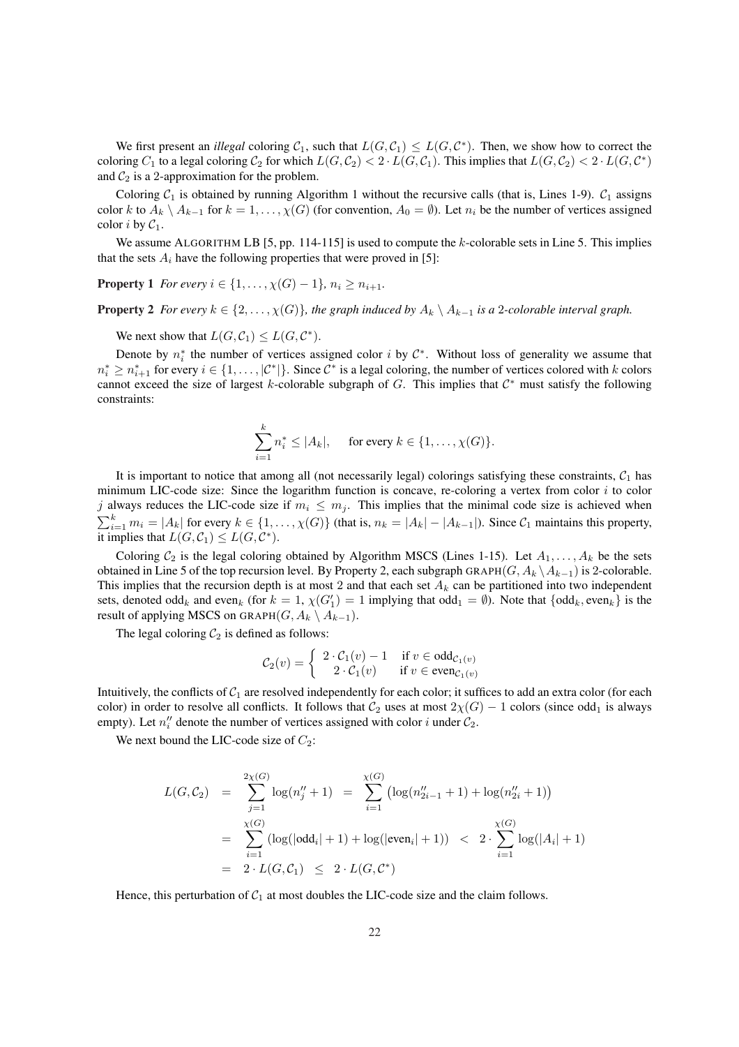We first present an *illegal* coloring $\mathcal{C}_1$, such that $L(G, \mathcal{C}_1) \leq L(G, \mathcal{C}^*)$. Then, we show how to correct the coloring $C_1$ to a legal coloring $\mathcal{C}_2$ for which $L(G, \mathcal{C}_2) < 2 \cdot L(G, \mathcal{C}_1)$. This implies that $L(G, \mathcal{C}_2) < 2 \cdot L(G, \mathcal{C}^*)$ and $\mathcal{C}_2$ is a 2-approximation for the problem.

Coloring $\mathcal{C}_1$ is obtained by running Algorithm 1 without the recursive calls (that is, Lines 1-9). $\mathcal{C}_1$ assigns color $k$ to $A_k \setminus A_{k-1}$ for $k = 1, \ldots, \chi(G)$ (for convention, $A_0 = \emptyset$). Let $n_i$ be the number of vertices assigned color $i$ by $\mathcal{C}_1$.

We assume ALGORITHM LB [5, pp. 114-115] is used to compute the $k$-colorable sets in Line 5. This implies that the sets $A_i$ have the following properties that were proved in [5]:

**Property 1** *For every $i \in \{1, \ldots, \chi(G) - 1\}$, $n_i \geq n_{i+1}$.*

**Property 2** *For every $k \in \{2, \ldots, \chi(G)\}$, the graph induced by $A_k \setminus A_{k-1}$ is a 2-colorable interval graph.*

We next show that $L(G, \mathcal{C}_1) \leq L(G, \mathcal{C}^*)$.

Denote by $n_i^*$ the number of vertices assigned color $i$ by $\mathcal{C}^*$. Without loss of generality we assume that $n_i^* \geq n_{i+1}^*$ for every $i \in \{1, \ldots, |\mathcal{C}^*|\}$. Since $\mathcal{C}^*$ is a legal coloring, the number of vertices colored with $k$ colors cannot exceed the size of largest $k$-colorable subgraph of $G$. This implies that $\mathcal{C}^*$ must satisfy the following constraints:

$$\sum_{i=1}^{k} n_i^* \leq |A_k|, \qquad \text{for every } k \in \{1, \ldots, \chi(G)\}.$$

It is important to notice that among all (not necessarily legal) colorings satisfying these constraints, $\mathcal{C}_1$ has minimum LIC-code size: Since the logarithm function is concave, re-coloring a vertex from color $i$ to color $j$ always reduces the LIC-code size if $m_i \leq m_j$. This implies that the minimal code size is achieved when $\sum_{i=1}^{k} m_i = |A_k|$ for every $k \in \{1, \ldots, \chi(G)\}$ (that is, $n_k = |A_k| - |A_{k-1}|$). Since $\mathcal{C}_1$ maintains this property, it implies that $L(G, \mathcal{C}_1) \leq L(G, \mathcal{C}^*)$.

Coloring $\mathcal{C}_2$ is the legal coloring obtained by Algorithm MSCS (Lines 1-15). Let $A_1, \ldots, A_k$ be the sets obtained in Line 5 of the top recursion level. By Property 2, each subgraph $\text{GRAPH}(G, A_k \setminus A_{k-1})$ is 2-colorable. This implies that the recursion depth is at most 2 and that each set $A_k$ can be partitioned into two independent sets, denoted $\text{odd}_k$ and $\text{even}_k$ (for $k = 1$, $\chi(G_1') = 1$ implying that $\text{odd}_1 = \emptyset$). Note that $\{\text{odd}_k, \text{even}_k\}$ is the result of applying MSCS on $\text{GRAPH}(G, A_k \setminus A_{k-1})$.

The legal coloring $\mathcal{C}_2$ is defined as follows:

$$\mathcal{C}_2(v) = \begin{cases} 2 \cdot \mathcal{C}_1(v) - 1 & \text{if } v \in \text{odd}_{\mathcal{C}_1(v)} \\ 2 \cdot \mathcal{C}_1(v) & \text{if } v \in \text{even}_{\mathcal{C}_1(v)} \end{cases}$$

Intuitively, the conflicts of $\mathcal{C}_1$ are resolved independently for each color; it suffices to add an extra color (for each color) in order to resolve all conflicts. It follows that $\mathcal{C}_2$ uses at most $2\chi(G) - 1$ colors (since $\text{odd}_1$ is always empty). Let $n_i''$ denote the number of vertices assigned with color $i$ under $\mathcal{C}_2$.

We next bound the LIC-code size of $C_2$:

$$\begin{aligned} L(G, \mathcal{C}_2) &= \sum_{j=1}^{2\chi(G)} \log(n_j'' + 1) = \sum_{i=1}^{\chi(G)} \left(\log(n_{2i-1}'' + 1) + \log(n_{2i}'' + 1)\right) \\ &= \sum_{i=1}^{\chi(G)} \left(\log(|\text{odd}_i| + 1) + \log(|\text{even}_i| + 1)\right) < 2 \cdot \sum_{i=1}^{\chi(G)} \log(|A_i| + 1) \\ &= 2 \cdot L(G, \mathcal{C}_1) \leq 2 \cdot L(G, \mathcal{C}^*) \end{aligned}$$

Hence, this perturbation of $\mathcal{C}_1$ at most doubles the LIC-code size and the claim follows.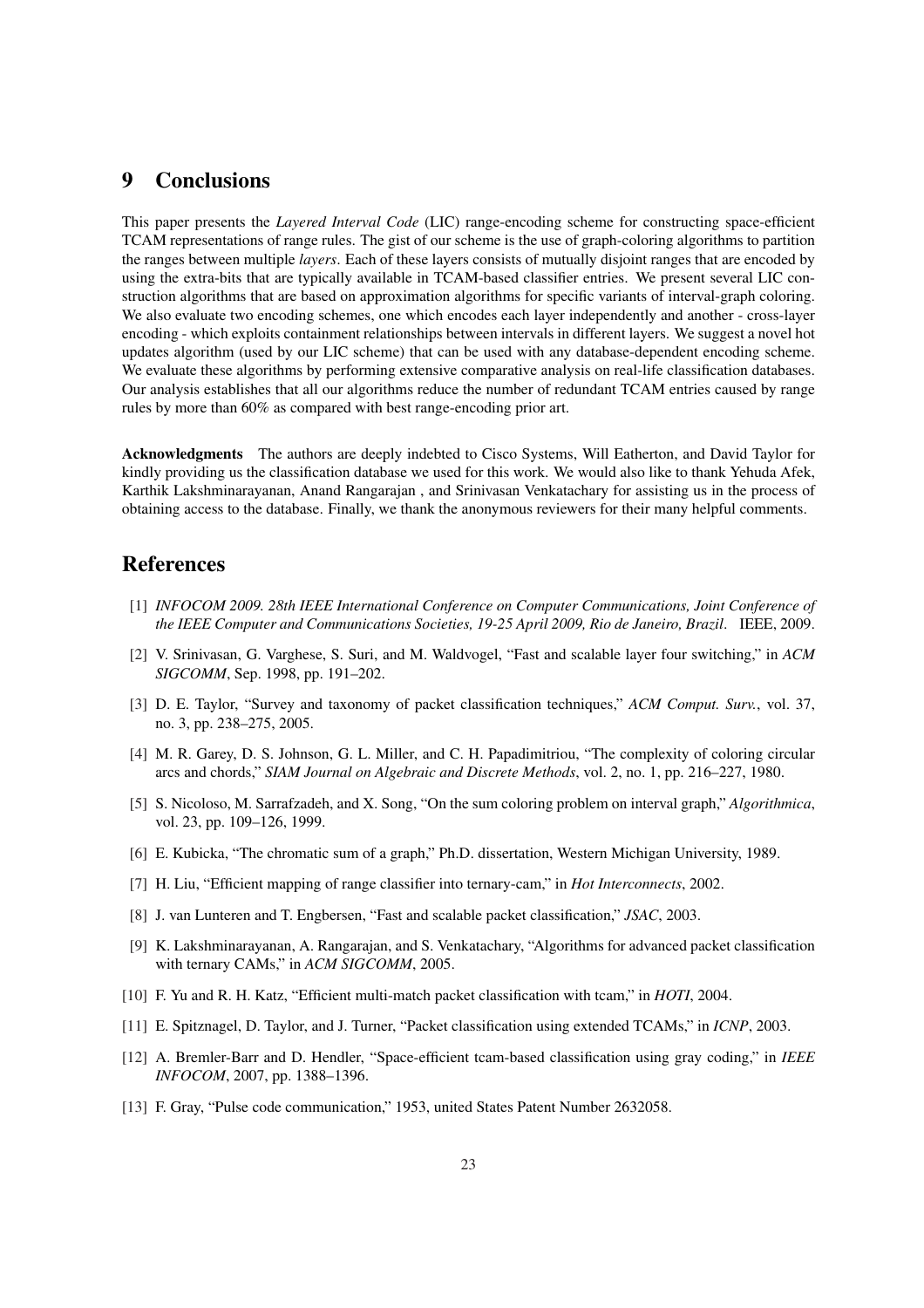## 9 Conclusions

This paper presents the *Layered Interval Code* (LIC) range-encoding scheme for constructing space-efficient TCAM representations of range rules. The gist of our scheme is the use of graph-coloring algorithms to partition the ranges between multiple *layers*. Each of these layers consists of mutually disjoint ranges that are encoded by using the extra-bits that are typically available in TCAM-based classifier entries. We present several LIC construction algorithms that are based on approximation algorithms for specific variants of interval-graph coloring. We also evaluate two encoding schemes, one which encodes each layer independently and another - cross-layer encoding - which exploits containment relationships between intervals in different layers. We suggest a novel hot updates algorithm (used by our LIC scheme) that can be used with any database-dependent encoding scheme. We evaluate these algorithms by performing extensive comparative analysis on real-life classification databases. Our analysis establishes that all our algorithms reduce the number of redundant TCAM entries caused by range rules by more than 60% as compared with best range-encoding prior art.

**Acknowledgments** The authors are deeply indebted to Cisco Systems, Will Eatherton, and David Taylor for kindly providing us the classification database we used for this work. We would also like to thank Yehuda Afek, Karthik Lakshminarayanan, Anand Rangarajan , and Srinivasan Venkatachary for assisting us in the process of obtaining access to the database. Finally, we thank the anonymous reviewers for their many helpful comments.

## References

[1] *INFOCOM 2009. 28th IEEE International Conference on Computer Communications, Joint Conference of the IEEE Computer and Communications Societies, 19-25 April 2009, Rio de Janeiro, Brazil*. IEEE, 2009.

[2] V. Srinivasan, G. Varghese, S. Suri, and M. Waldvogel, "Fast and scalable layer four switching," in *ACM SIGCOMM*, Sep. 1998, pp. 191–202.

[3] D. E. Taylor, "Survey and taxonomy of packet classification techniques," *ACM Comput. Surv.*, vol. 37, no. 3, pp. 238–275, 2005.

[4] M. R. Garey, D. S. Johnson, G. L. Miller, and C. H. Papadimitriou, "The complexity of coloring circular arcs and chords," *SIAM Journal on Algebraic and Discrete Methods*, vol. 2, no. 1, pp. 216–227, 1980.

[5] S. Nicoloso, M. Sarrafzadeh, and X. Song, "On the sum coloring problem on interval graph," *Algorithmica*, vol. 23, pp. 109–126, 1999.

[6] E. Kubicka, "The chromatic sum of a graph," Ph.D. dissertation, Western Michigan University, 1989.

[7] H. Liu, "Efficient mapping of range classifier into ternary-cam," in *Hot Interconnects*, 2002.

[8] J. van Lunteren and T. Engbersen, "Fast and scalable packet classification," *JSAC*, 2003.

[9] K. Lakshminarayanan, A. Rangarajan, and S. Venkatachary, "Algorithms for advanced packet classification with ternary CAMs," in *ACM SIGCOMM*, 2005.

[10] F. Yu and R. H. Katz, "Efficient multi-match packet classification with tcam," in *HOTI*, 2004.

[11] E. Spitznagel, D. Taylor, and J. Turner, "Packet classification using extended TCAMs," in *ICNP*, 2003.

[12] A. Bremler-Barr and D. Hendler, "Space-efficient tcam-based classification using gray coding," in *IEEE INFOCOM*, 2007, pp. 1388–1396.

[13] F. Gray, "Pulse code communication," 1953, united States Patent Number 2632058.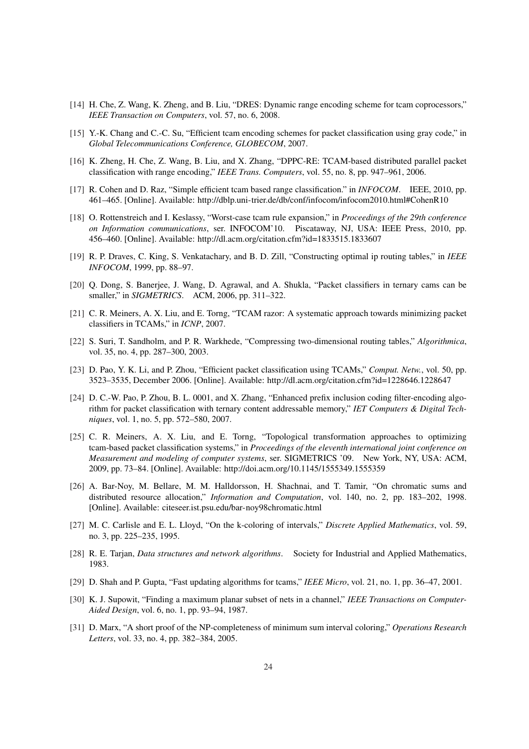[14] H. Che, Z. Wang, K. Zheng, and B. Liu, "DRES: Dynamic range encoding scheme for tcam coprocessors," *IEEE Transaction on Computers*, vol. 57, no. 6, 2008.

[15] Y.-K. Chang and C.-C. Su, "Efficient tcam encoding schemes for packet classification using gray code," in *Global Telecommunications Conference, GLOBECOM*, 2007.

[16] K. Zheng, H. Che, Z. Wang, B. Liu, and X. Zhang, "DPPC-RE: TCAM-based distributed parallel packet classification with range encoding," *IEEE Trans. Computers*, vol. 55, no. 8, pp. 947–961, 2006.

[17] R. Cohen and D. Raz, "Simple efficient tcam based range classification." in *INFOCOM*. IEEE, 2010, pp. 461–465. [Online]. Available: http://dblp.uni-trier.de/db/conf/infocom/infocom2010.html#CohenR10

[18] O. Rottenstreich and I. Keslassy, "Worst-case tcam rule expansion," in *Proceedings of the 29th conference on Information communications*, ser. INFOCOM'10. Piscataway, NJ, USA: IEEE Press, 2010, pp. 456–460. [Online]. Available: http://dl.acm.org/citation.cfm?id=1833515.1833607

[19] R. P. Draves, C. King, S. Venkatachary, and B. D. Zill, "Constructing optimal ip routing tables," in *IEEE INFOCOM*, 1999, pp. 88–97.

[20] Q. Dong, S. Banerjee, J. Wang, D. Agrawal, and A. Shukla, "Packet classifiers in ternary cams can be smaller," in *SIGMETRICS*. ACM, 2006, pp. 311–322.

[21] C. R. Meiners, A. X. Liu, and E. Torng, "TCAM razor: A systematic approach towards minimizing packet classifiers in TCAMs," in *ICNP*, 2007.

[22] S. Suri, T. Sandholm, and P. R. Warkhede, "Compressing two-dimensional routing tables," *Algorithmica*, vol. 35, no. 4, pp. 287–300, 2003.

[23] D. Pao, Y. K. Li, and P. Zhou, "Efficient packet classification using TCAMs," *Comput. Netw.*, vol. 50, pp. 3523–3535, December 2006. [Online]. Available: http://dl.acm.org/citation.cfm?id=1228646.1228647

[24] D. C.-W. Pao, P. Zhou, B. L. 0001, and X. Zhang, "Enhanced prefix inclusion coding filter-encoding algorithm for packet classification with ternary content addressable memory," *IET Computers & Digital Techniques*, vol. 1, no. 5, pp. 572–580, 2007.

[25] C. R. Meiners, A. X. Liu, and E. Torng, "Topological transformation approaches to optimizing tcam-based packet classification systems," in *Proceedings of the eleventh international joint conference on Measurement and modeling of computer systems*, ser. SIGMETRICS '09. New York, NY, USA: ACM, 2009, pp. 73–84. [Online]. Available: http://doi.acm.org/10.1145/1555349.1555359

[26] A. Bar-Noy, M. Bellare, M. M. Halldorsson, H. Shachnai, and T. Tamir, "On chromatic sums and distributed resource allocation," *Information and Computation*, vol. 140, no. 2, pp. 183–202, 1998. [Online]. Available: citeseer.ist.psu.edu/bar-noy98chromatic.html

[27] M. C. Carlisle and E. L. Lloyd, "On the k-coloring of intervals," *Discrete Applied Mathematics*, vol. 59, no. 3, pp. 225–235, 1995.

[28] R. E. Tarjan, *Data structures and network algorithms*. Society for Industrial and Applied Mathematics, 1983.

[29] D. Shah and P. Gupta, "Fast updating algorithms for tcams," *IEEE Micro*, vol. 21, no. 1, pp. 36–47, 2001.

[30] K. J. Supowit, "Finding a maximum planar subset of nets in a channel," *IEEE Transactions on Computer-Aided Design*, vol. 6, no. 1, pp. 93–94, 1987.

[31] D. Marx, "A short proof of the NP-completeness of minimum sum interval coloring," *Operations Research Letters*, vol. 33, no. 4, pp. 382–384, 2005.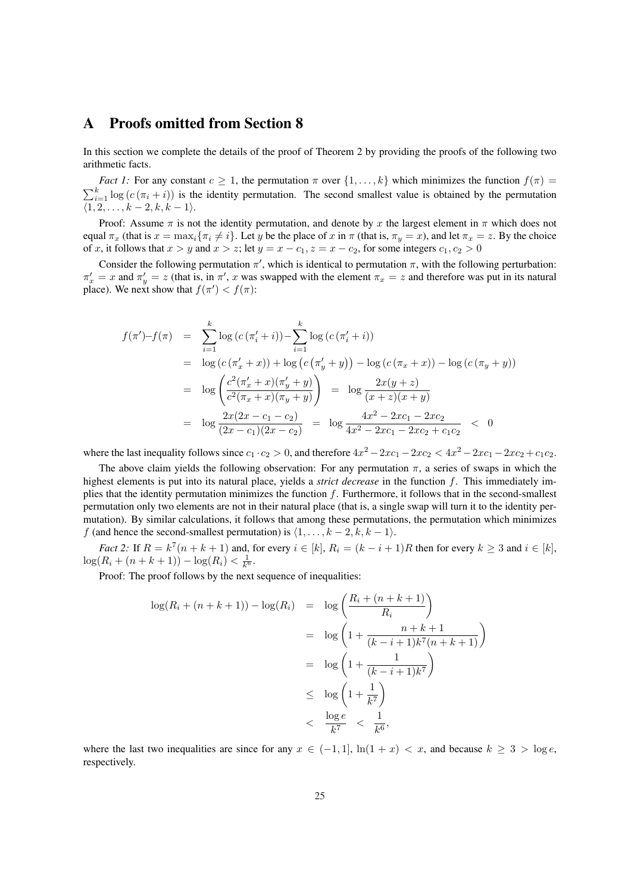# A Proofs omitted from Section 8

In this section we complete the details of the proof of Theorem 2 by providing the proofs of the following two arithmetic facts.

*Fact 1:* For any constant $c \geq 1$, the permutation $\pi$ over $\{1, \ldots, k\}$ which minimizes the function $f(\pi) = \sum_{i=1}^{k} \log\left(c\left(\pi_i + i\right)\right)$ is the identity permutation. The second smallest value is obtained by the permutation $\langle 1, 2, \ldots, k-2, k, k-1\rangle$.

Proof: Assume $\pi$ is not the identity permutation, and denote by $x$ the largest element in $\pi$ which does not equal $\pi_x$ (that is $x = \max_i\{\pi_i \neq i\}$. Let $y$ be the place of $x$ in $\pi$ (that is, $\pi_y = x$), and let $\pi_x = z$. By the choice of $x$, it follows that $x > y$ and $x > z$; let $y = x - c_1, z = x - c_2$, for some integers $c_1, c_2 > 0$

Consider the following permutation $\pi'$, which is identical to permutation $\pi$, with the following perturbation: $\pi'_x = x$ and $\pi'_y = z$ (that is, in $\pi'$, $x$ was swapped with the element $\pi_x = z$ and therefore was put in its natural place). We next show that $f(\pi') < f(\pi)$:

$$
\begin{aligned}
f(\pi') - f(\pi) &= \sum_{i=1}^{k} \log\left(c\left(\pi'_i + i\right)\right) - \sum_{i=1}^{k} \log\left(c\left(\pi'_i + i\right)\right) \\
&= \log\left(c\left(\pi'_x + x\right)\right) + \log\left(c\left(\pi'_y + y\right)\right) - \log\left(c\left(\pi_x + x\right)\right) - \log\left(c\left(\pi_y + y\right)\right) \\
&= \log\left(\frac{c^2(\pi'_x + x)(\pi'_y + y)}{c^2(\pi_x + x)(\pi_y + y)}\right) \;=\; \log\frac{2x(y+z)}{(x+z)(x+y)} \\
&= \log\frac{2x(2x - c_1 - c_2)}{(2x - c_1)(2x - c_2)} \;=\; \log\frac{4x^2 - 2xc_1 - 2xc_2}{4x^2 - 2xc_1 - 2xc_2 + c_1c_2} \;<\; 0
\end{aligned}
$$

where the last inequality follows since $c_1 \cdot c_2 > 0$, and therefore $4x^2 - 2xc_1 - 2xc_2 < 4x^2 - 2xc_1 - 2xc_2 + c_1c_2$.

The above claim yields the following observation: For any permutation $\pi$, a series of swaps in which the highest elements is put into its natural place, yields a *strict decrease* in the function $f$. This immediately implies that the identity permutation minimizes the function $f$. Furthermore, it follows that in the second-smallest permutation only two elements are not in their natural place (that is, a single swap will turn it to the identity permutation). By similar calculations, it follows that among these permutations, the permutation which minimizes $f$ (and hence the second-smallest permutation) is $\langle 1, \ldots, k-2, k, k-1\rangle$.

*Fact 2:* If $R = k^7(n + k + 1)$ and, for every $i \in [k]$, $R_i = (k - i + 1)R$ then for every $k \geq 3$ and $i \in [k]$, $\log(R_i + (n + k + 1)) - \log(R_i) < \frac{1}{k^6}$.

Proof: The proof follows by the next sequence of inequalities:

$$
\begin{aligned}
\log(R_i + (n + k + 1)) - \log(R_i) &= \log\left(\frac{R_i + (n + k + 1)}{R_i}\right) \\
&= \log\left(1 + \frac{n + k + 1}{(k - i + 1)k^7(n + k + 1)}\right) \\
&= \log\left(1 + \frac{1}{(k - i + 1)k^7}\right) \\
&\leq \log\left(1 + \frac{1}{k^7}\right) \\
&< \frac{\log e}{k^7} \;<\; \frac{1}{k^6},
\end{aligned}
$$

where the last two inequalities are since for any $x \in (-1, 1]$, $\ln(1 + x) < x$, and because $k \geq 3 > \log e$, respectively.